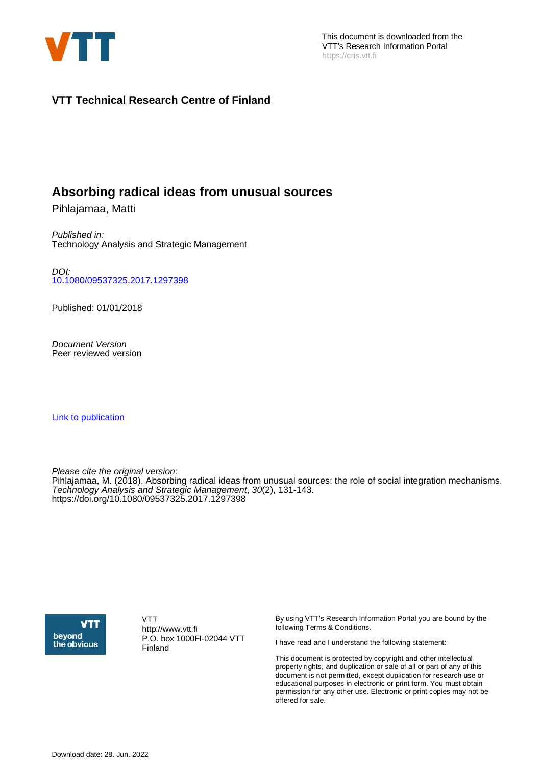This document is downloaded from the VTT's Research Information Portal https://cris.vtt.fi

**VTT Technical Research Centre of Finland**

# Absorbing radical ideas from unusual sources

Pihlajamaa, Matti

*Published in:*
Technology Analysis and Strategic Management

*DOI:*
10.1080/09537325.2017.1297398

Published: 01/01/2018

*Document Version*
Peer reviewed version

Link to publication

*Please cite the original version:*
Pihlajamaa, M. (2018). Absorbing radical ideas from unusual sources: the role of social integration mechanisms. *Technology Analysis and Strategic Management*, *30*(2), 131-143. https://doi.org/10.1080/09537325.2017.1297398

VTT
http://www.vtt.fi
P.O. box 1000FI-02044 VTT
Finland

By using VTT's Research Information Portal you are bound by the following Terms & Conditions.

I have read and I understand the following statement:

This document is protected by copyright and other intellectual property rights, and duplication or sale of all or part of any of this document is not permitted, except duplication for research use or educational purposes in electronic or print form. You must obtain permission for any other use. Electronic or print copies may not be offered for sale.

Download date: 28. Jun. 2022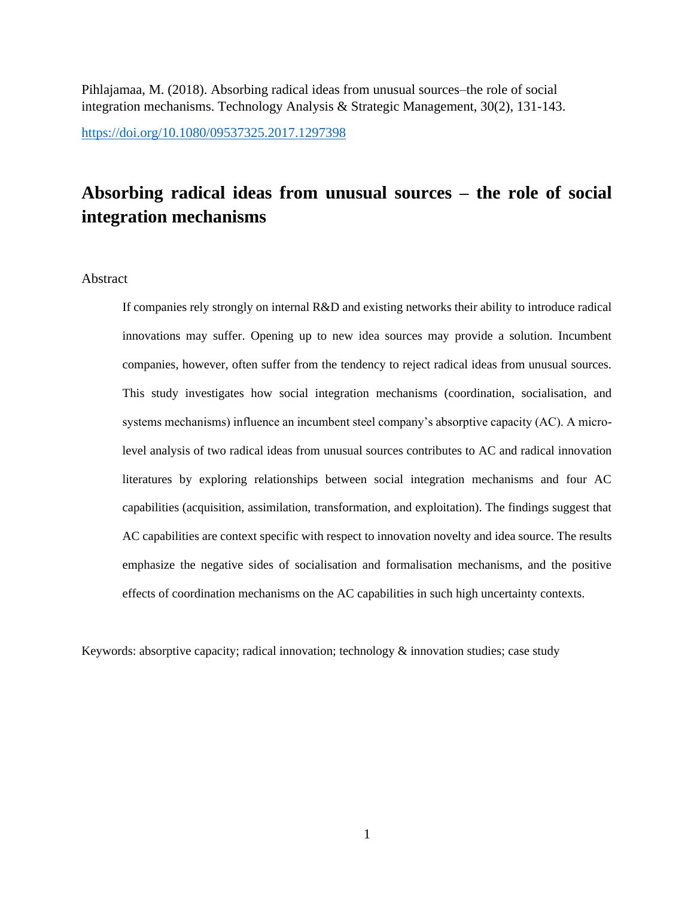Pihlajamaa, M. (2018). Absorbing radical ideas from unusual sources–the role of social integration mechanisms. Technology Analysis & Strategic Management, 30(2), 131-143.

https://doi.org/10.1080/09537325.2017.1297398

# Absorbing radical ideas from unusual sources – the role of social integration mechanisms

Abstract

> If companies rely strongly on internal R&D and existing networks their ability to introduce radical innovations may suffer. Opening up to new idea sources may provide a solution. Incumbent companies, however, often suffer from the tendency to reject radical ideas from unusual sources. This study investigates how social integration mechanisms (coordination, socialisation, and systems mechanisms) influence an incumbent steel company's absorptive capacity (AC). A micro-level analysis of two radical ideas from unusual sources contributes to AC and radical innovation literatures by exploring relationships between social integration mechanisms and four AC capabilities (acquisition, assimilation, transformation, and exploitation). The findings suggest that AC capabilities are context specific with respect to innovation novelty and idea source. The results emphasize the negative sides of socialisation and formalisation mechanisms, and the positive effects of coordination mechanisms on the AC capabilities in such high uncertainty contexts.

Keywords: absorptive capacity; radical innovation; technology & innovation studies; case study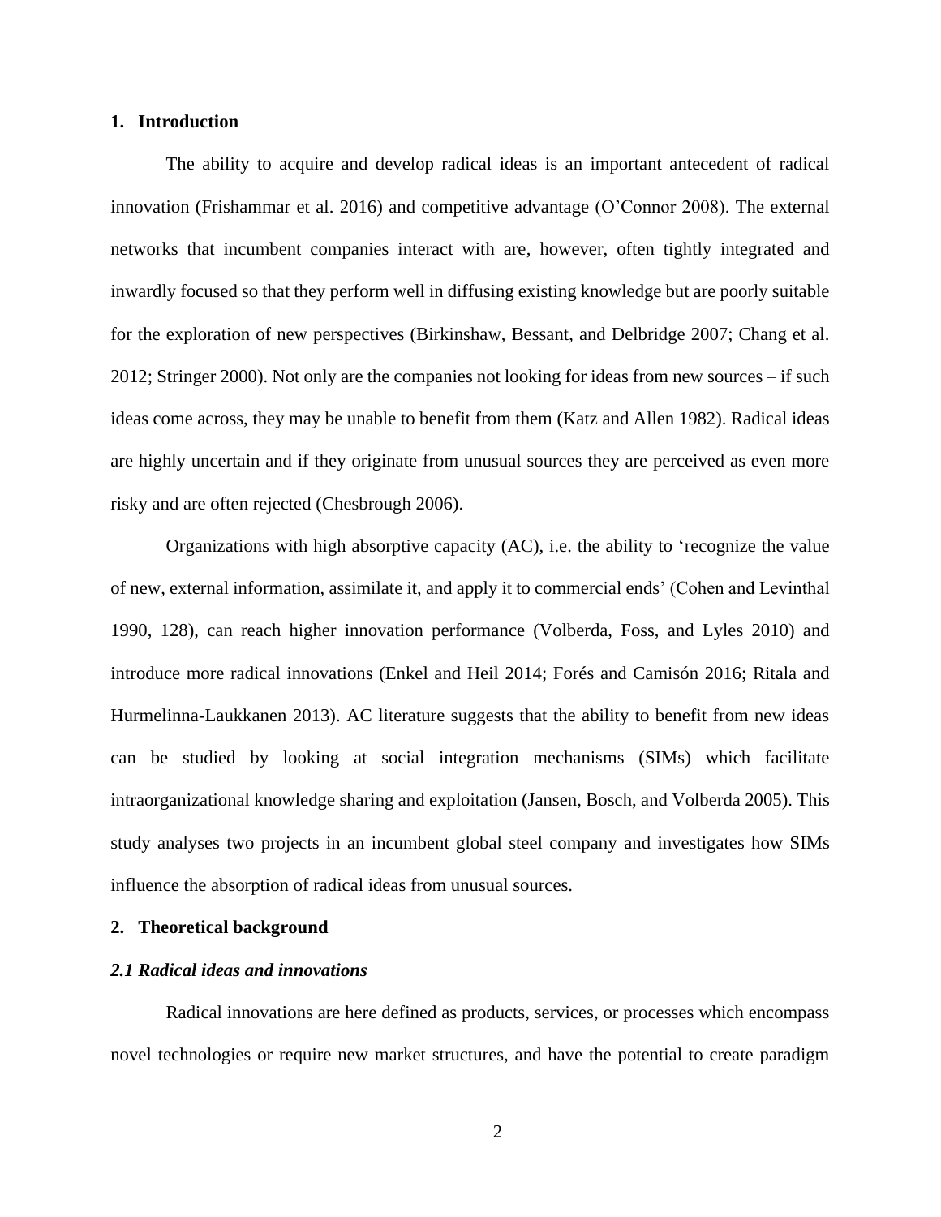## 1. Introduction

The ability to acquire and develop radical ideas is an important antecedent of radical innovation (Frishammar et al. 2016) and competitive advantage (O'Connor 2008). The external networks that incumbent companies interact with are, however, often tightly integrated and inwardly focused so that they perform well in diffusing existing knowledge but are poorly suitable for the exploration of new perspectives (Birkinshaw, Bessant, and Delbridge 2007; Chang et al. 2012; Stringer 2000). Not only are the companies not looking for ideas from new sources – if such ideas come across, they may be unable to benefit from them (Katz and Allen 1982). Radical ideas are highly uncertain and if they originate from unusual sources they are perceived as even more risky and are often rejected (Chesbrough 2006).

Organizations with high absorptive capacity (AC), i.e. the ability to 'recognize the value of new, external information, assimilate it, and apply it to commercial ends' (Cohen and Levinthal 1990, 128), can reach higher innovation performance (Volberda, Foss, and Lyles 2010) and introduce more radical innovations (Enkel and Heil 2014; Forés and Camisón 2016; Ritala and Hurmelinna-Laukkanen 2013). AC literature suggests that the ability to benefit from new ideas can be studied by looking at social integration mechanisms (SIMs) which facilitate intraorganizational knowledge sharing and exploitation (Jansen, Bosch, and Volberda 2005). This study analyses two projects in an incumbent global steel company and investigates how SIMs influence the absorption of radical ideas from unusual sources.

## 2. Theoretical background

### *2.1 Radical ideas and innovations*

Radical innovations are here defined as products, services, or processes which encompass novel technologies or require new market structures, and have the potential to create paradigm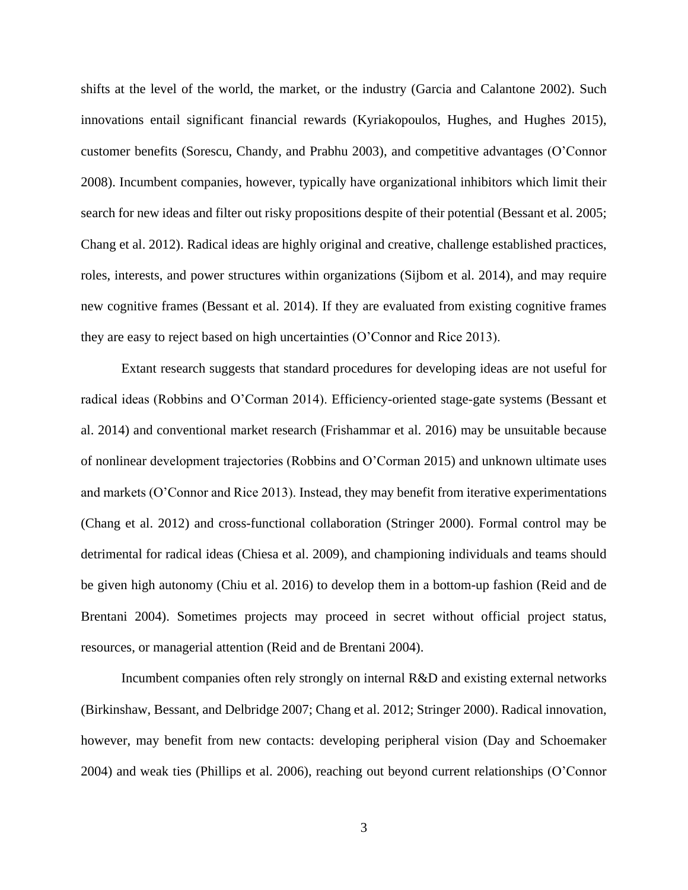shifts at the level of the world, the market, or the industry (Garcia and Calantone 2002). Such innovations entail significant financial rewards (Kyriakopoulos, Hughes, and Hughes 2015), customer benefits (Sorescu, Chandy, and Prabhu 2003), and competitive advantages (O'Connor 2008). Incumbent companies, however, typically have organizational inhibitors which limit their search for new ideas and filter out risky propositions despite of their potential (Bessant et al. 2005; Chang et al. 2012). Radical ideas are highly original and creative, challenge established practices, roles, interests, and power structures within organizations (Sijbom et al. 2014), and may require new cognitive frames (Bessant et al. 2014). If they are evaluated from existing cognitive frames they are easy to reject based on high uncertainties (O'Connor and Rice 2013).

Extant research suggests that standard procedures for developing ideas are not useful for radical ideas (Robbins and O'Corman 2014). Efficiency-oriented stage-gate systems (Bessant et al. 2014) and conventional market research (Frishammar et al. 2016) may be unsuitable because of nonlinear development trajectories (Robbins and O'Corman 2015) and unknown ultimate uses and markets (O'Connor and Rice 2013). Instead, they may benefit from iterative experimentations (Chang et al. 2012) and cross-functional collaboration (Stringer 2000). Formal control may be detrimental for radical ideas (Chiesa et al. 2009), and championing individuals and teams should be given high autonomy (Chiu et al. 2016) to develop them in a bottom-up fashion (Reid and de Brentani 2004). Sometimes projects may proceed in secret without official project status, resources, or managerial attention (Reid and de Brentani 2004).

Incumbent companies often rely strongly on internal R&D and existing external networks (Birkinshaw, Bessant, and Delbridge 2007; Chang et al. 2012; Stringer 2000). Radical innovation, however, may benefit from new contacts: developing peripheral vision (Day and Schoemaker 2004) and weak ties (Phillips et al. 2006), reaching out beyond current relationships (O'Connor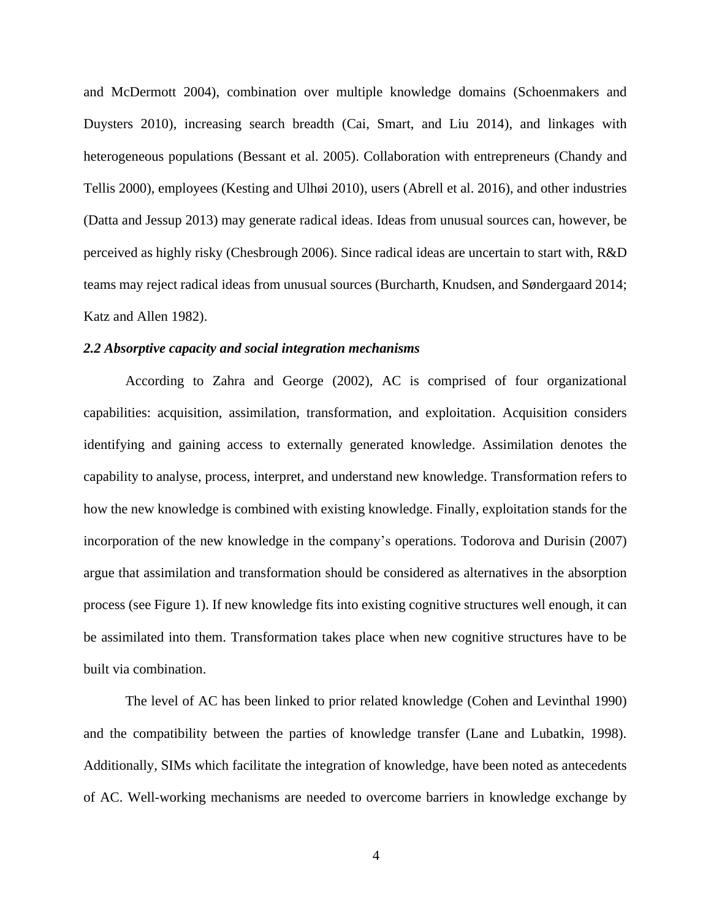and McDermott 2004), combination over multiple knowledge domains (Schoenmakers and Duysters 2010), increasing search breadth (Cai, Smart, and Liu 2014), and linkages with heterogeneous populations (Bessant et al. 2005). Collaboration with entrepreneurs (Chandy and Tellis 2000), employees (Kesting and Ulhøi 2010), users (Abrell et al. 2016), and other industries (Datta and Jessup 2013) may generate radical ideas. Ideas from unusual sources can, however, be perceived as highly risky (Chesbrough 2006). Since radical ideas are uncertain to start with, R&D teams may reject radical ideas from unusual sources (Burcharth, Knudsen, and Søndergaard 2014; Katz and Allen 1982).

### *2.2 Absorptive capacity and social integration mechanisms*

According to Zahra and George (2002), AC is comprised of four organizational capabilities: acquisition, assimilation, transformation, and exploitation. Acquisition considers identifying and gaining access to externally generated knowledge. Assimilation denotes the capability to analyse, process, interpret, and understand new knowledge. Transformation refers to how the new knowledge is combined with existing knowledge. Finally, exploitation stands for the incorporation of the new knowledge in the company's operations. Todorova and Durisin (2007) argue that assimilation and transformation should be considered as alternatives in the absorption process (see Figure 1). If new knowledge fits into existing cognitive structures well enough, it can be assimilated into them. Transformation takes place when new cognitive structures have to be built via combination.

The level of AC has been linked to prior related knowledge (Cohen and Levinthal 1990) and the compatibility between the parties of knowledge transfer (Lane and Lubatkin, 1998). Additionally, SIMs which facilitate the integration of knowledge, have been noted as antecedents of AC. Well-working mechanisms are needed to overcome barriers in knowledge exchange by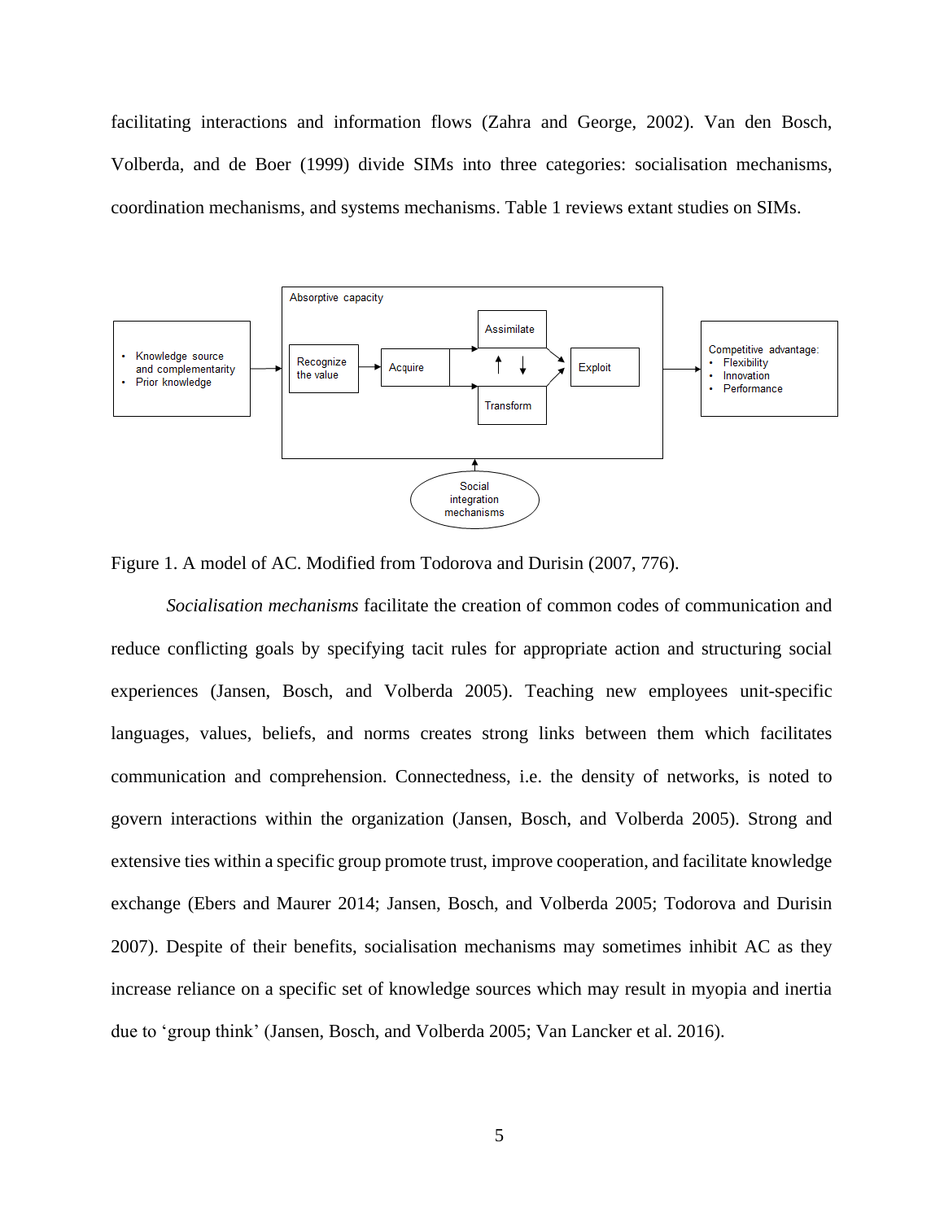facilitating interactions and information flows (Zahra and George, 2002). Van den Bosch, Volberda, and de Boer (1999) divide SIMs into three categories: socialisation mechanisms, coordination mechanisms, and systems mechanisms. Table 1 reviews extant studies on SIMs.

Figure 1. A model of AC. Modified from Todorova and Durisin (2007, 776).

*Socialisation mechanisms* facilitate the creation of common codes of communication and reduce conflicting goals by specifying tacit rules for appropriate action and structuring social experiences (Jansen, Bosch, and Volberda 2005). Teaching new employees unit-specific languages, values, beliefs, and norms creates strong links between them which facilitates communication and comprehension. Connectedness, i.e. the density of networks, is noted to govern interactions within the organization (Jansen, Bosch, and Volberda 2005). Strong and extensive ties within a specific group promote trust, improve cooperation, and facilitate knowledge exchange (Ebers and Maurer 2014; Jansen, Bosch, and Volberda 2005; Todorova and Durisin 2007). Despite of their benefits, socialisation mechanisms may sometimes inhibit AC as they increase reliance on a specific set of knowledge sources which may result in myopia and inertia due to 'group think' (Jansen, Bosch, and Volberda 2005; Van Lancker et al. 2016).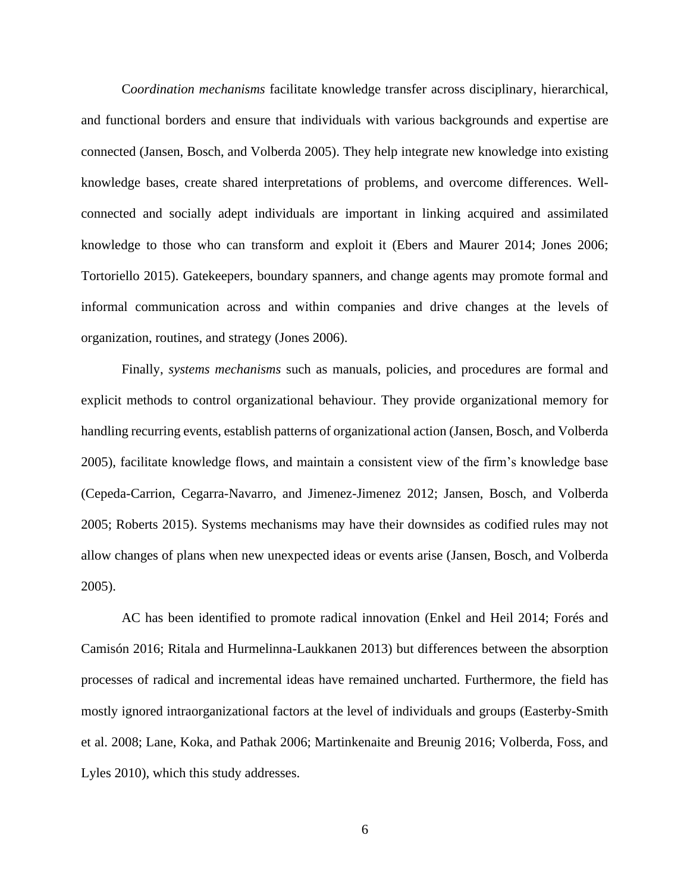C*oordination mechanisms* facilitate knowledge transfer across disciplinary, hierarchical, and functional borders and ensure that individuals with various backgrounds and expertise are connected (Jansen, Bosch, and Volberda 2005). They help integrate new knowledge into existing knowledge bases, create shared interpretations of problems, and overcome differences. Well-connected and socially adept individuals are important in linking acquired and assimilated knowledge to those who can transform and exploit it (Ebers and Maurer 2014; Jones 2006; Tortoriello 2015). Gatekeepers, boundary spanners, and change agents may promote formal and informal communication across and within companies and drive changes at the levels of organization, routines, and strategy (Jones 2006).

Finally, *systems mechanisms* such as manuals, policies, and procedures are formal and explicit methods to control organizational behaviour. They provide organizational memory for handling recurring events, establish patterns of organizational action (Jansen, Bosch, and Volberda 2005), facilitate knowledge flows, and maintain a consistent view of the firm's knowledge base (Cepeda-Carrion, Cegarra-Navarro, and Jimenez-Jimenez 2012; Jansen, Bosch, and Volberda 2005; Roberts 2015). Systems mechanisms may have their downsides as codified rules may not allow changes of plans when new unexpected ideas or events arise (Jansen, Bosch, and Volberda 2005).

AC has been identified to promote radical innovation (Enkel and Heil 2014; Forés and Camisón 2016; Ritala and Hurmelinna-Laukkanen 2013) but differences between the absorption processes of radical and incremental ideas have remained uncharted. Furthermore, the field has mostly ignored intraorganizational factors at the level of individuals and groups (Easterby-Smith et al. 2008; Lane, Koka, and Pathak 2006; Martinkenaite and Breunig 2016; Volberda, Foss, and Lyles 2010), which this study addresses.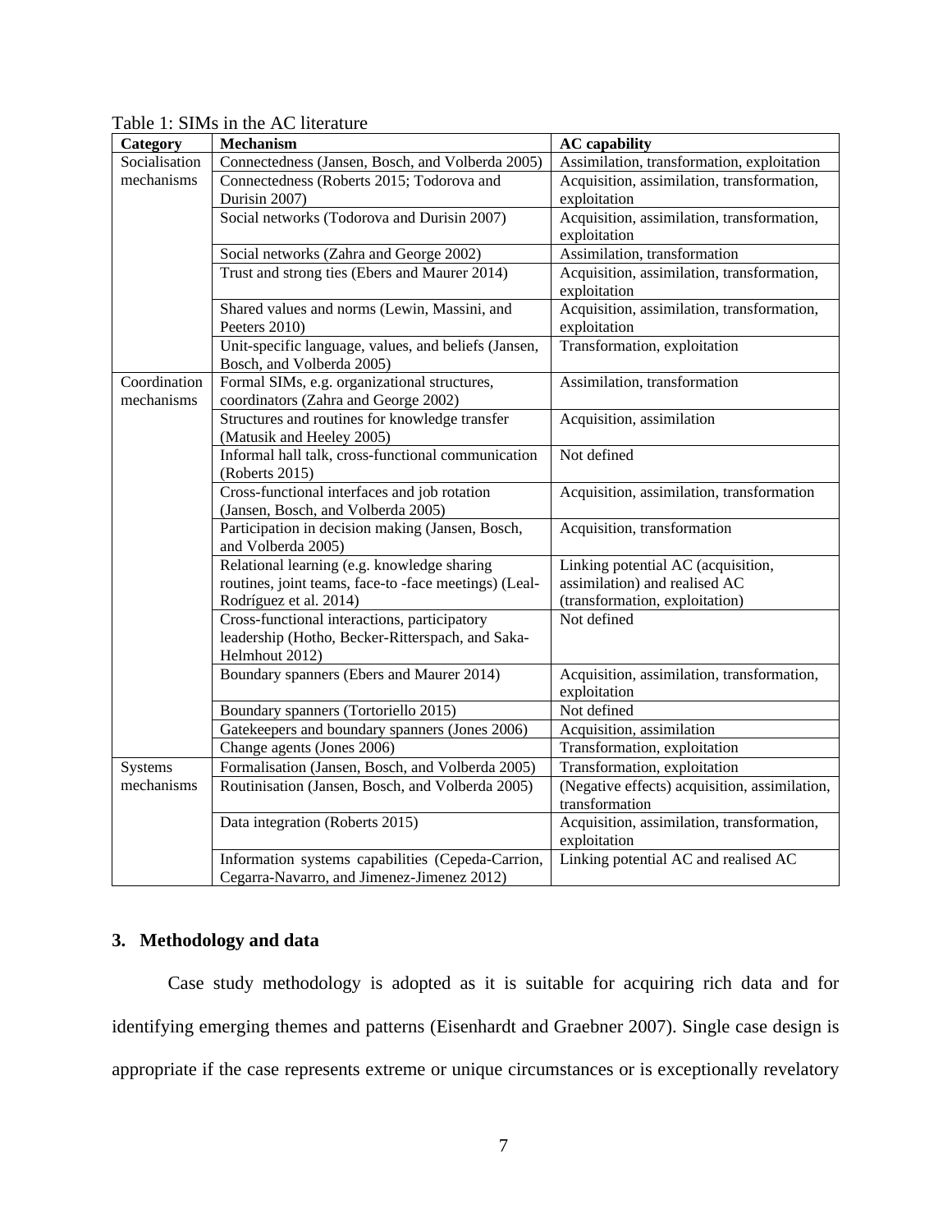Table 1: SIMs in the AC literature

| Category | Mechanism | AC capability |
|---|---|---|
| Socialisation mechanisms | Connectedness (Jansen, Bosch, and Volberda 2005) | Assimilation, transformation, exploitation |
| | Connectedness (Roberts 2015; Todorova and Durisin 2007) | Acquisition, assimilation, transformation, exploitation |
| | Social networks (Todorova and Durisin 2007) | Acquisition, assimilation, transformation, exploitation |
| | Social networks (Zahra and George 2002) | Assimilation, transformation |
| | Trust and strong ties (Ebers and Maurer 2014) | Acquisition, assimilation, transformation, exploitation |
| | Shared values and norms (Lewin, Massini, and Peeters 2010) | Acquisition, assimilation, transformation, exploitation |
| | Unit-specific language, values, and beliefs (Jansen, Bosch, and Volberda 2005) | Transformation, exploitation |
| Coordination mechanisms | Formal SIMs, e.g. organizational structures, coordinators (Zahra and George 2002) | Assimilation, transformation |
| | Structures and routines for knowledge transfer (Matusik and Heeley 2005) | Acquisition, assimilation |
| | Informal hall talk, cross-functional communication (Roberts 2015) | Not defined |
| | Cross-functional interfaces and job rotation (Jansen, Bosch, and Volberda 2005) | Acquisition, assimilation, transformation |
| | Participation in decision making (Jansen, Bosch, and Volberda 2005) | Acquisition, transformation |
| | Relational learning (e.g. knowledge sharing routines, joint teams, face-to -face meetings) (Leal-Rodríguez et al. 2014) | Linking potential AC (acquisition, assimilation) and realised AC (transformation, exploitation) |
| | Cross-functional interactions, participatory leadership (Hotho, Becker-Ritterspach, and Saka-Helmhout 2012) | Not defined |
| | Boundary spanners (Ebers and Maurer 2014) | Acquisition, assimilation, transformation, exploitation |
| | Boundary spanners (Tortoriello 2015) | Not defined |
| | Gatekeepers and boundary spanners (Jones 2006) | Acquisition, assimilation |
| | Change agents (Jones 2006) | Transformation, exploitation |
| Systems mechanisms | Formalisation (Jansen, Bosch, and Volberda 2005) | Transformation, exploitation |
| | Routinisation (Jansen, Bosch, and Volberda 2005) | (Negative effects) acquisition, assimilation, transformation |
| | Data integration (Roberts 2015) | Acquisition, assimilation, transformation, exploitation |
| | Information systems capabilities (Cepeda-Carrion, Cegarra-Navarro, and Jimenez-Jimenez 2012) | Linking potential AC and realised AC |

## 3. Methodology and data

Case study methodology is adopted as it is suitable for acquiring rich data and for identifying emerging themes and patterns (Eisenhardt and Graebner 2007). Single case design is appropriate if the case represents extreme or unique circumstances or is exceptionally revelatory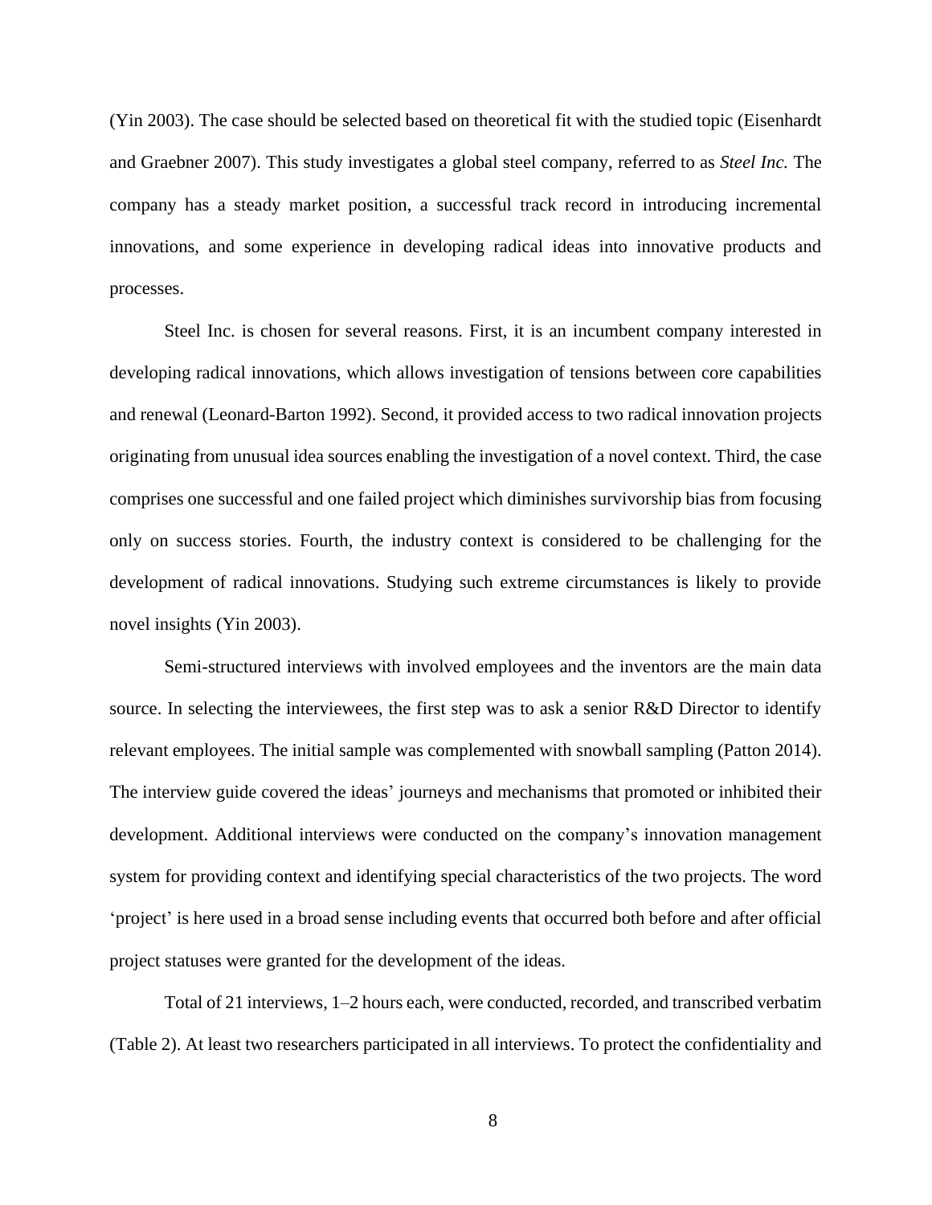(Yin 2003). The case should be selected based on theoretical fit with the studied topic (Eisenhardt and Graebner 2007). This study investigates a global steel company, referred to as *Steel Inc.* The company has a steady market position, a successful track record in introducing incremental innovations, and some experience in developing radical ideas into innovative products and processes.

Steel Inc. is chosen for several reasons. First, it is an incumbent company interested in developing radical innovations, which allows investigation of tensions between core capabilities and renewal (Leonard-Barton 1992). Second, it provided access to two radical innovation projects originating from unusual idea sources enabling the investigation of a novel context. Third, the case comprises one successful and one failed project which diminishes survivorship bias from focusing only on success stories. Fourth, the industry context is considered to be challenging for the development of radical innovations. Studying such extreme circumstances is likely to provide novel insights (Yin 2003).

Semi-structured interviews with involved employees and the inventors are the main data source. In selecting the interviewees, the first step was to ask a senior R&D Director to identify relevant employees. The initial sample was complemented with snowball sampling (Patton 2014). The interview guide covered the ideas' journeys and mechanisms that promoted or inhibited their development. Additional interviews were conducted on the company's innovation management system for providing context and identifying special characteristics of the two projects. The word 'project' is here used in a broad sense including events that occurred both before and after official project statuses were granted for the development of the ideas.

Total of 21 interviews, 1–2 hours each, were conducted, recorded, and transcribed verbatim (Table 2). At least two researchers participated in all interviews. To protect the confidentiality and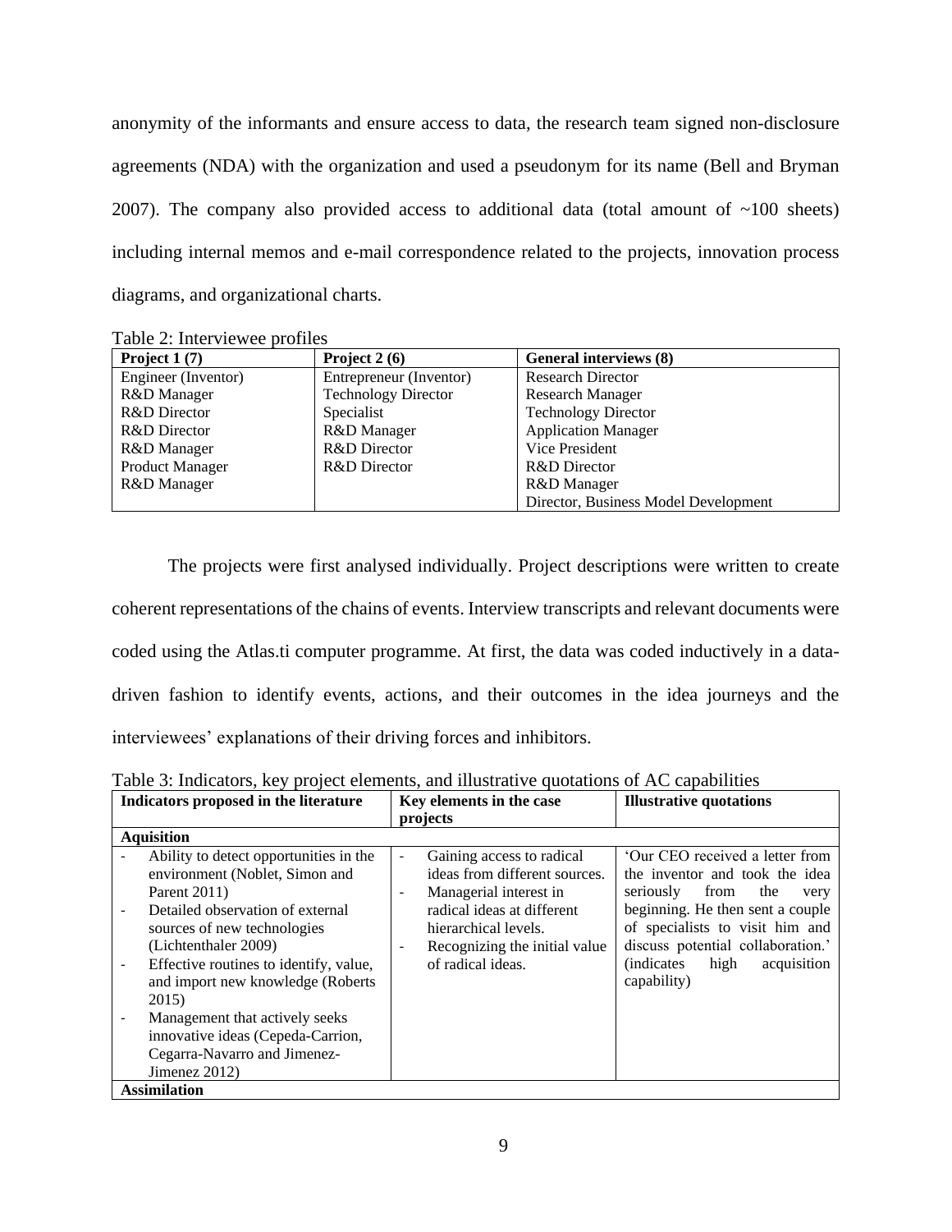anonymity of the informants and ensure access to data, the research team signed non-disclosure agreements (NDA) with the organization and used a pseudonym for its name (Bell and Bryman 2007). The company also provided access to additional data (total amount of ~100 sheets) including internal memos and e-mail correspondence related to the projects, innovation process diagrams, and organizational charts.

Table 2: Interviewee profiles

| Project 1 (7) | Project 2 (6) | General interviews (8) |
|---|---|---|
| Engineer (Inventor) | Entrepreneur (Inventor) | Research Director |
| R&D Manager | Technology Director | Research Manager |
| R&D Director | Specialist | Technology Director |
| R&D Director | R&D Manager | Application Manager |
| R&D Manager | R&D Director | Vice President |
| Product Manager | R&D Director | R&D Director |
| R&D Manager | | R&D Manager |
| | | Director, Business Model Development |

The projects were first analysed individually. Project descriptions were written to create coherent representations of the chains of events. Interview transcripts and relevant documents were coded using the Atlas.ti computer programme. At first, the data was coded inductively in a data-driven fashion to identify events, actions, and their outcomes in the idea journeys and the interviewees' explanations of their driving forces and inhibitors.

Table 3: Indicators, key project elements, and illustrative quotations of AC capabilities

| Indicators proposed in the literature | Key elements in the case projects | Illustrative quotations |
|---|---|---|
| **Aquisition** | | |
| - Ability to detect opportunities in the environment (Noblet, Simon and Parent 2011)<br>- Detailed observation of external sources of new technologies (Lichtenthaler 2009)<br>- Effective routines to identify, value, and import new knowledge (Roberts 2015)<br>- Management that actively seeks innovative ideas (Cepeda-Carrion, Cegarra-Navarro and Jimenez-Jimenez 2012) | - Gaining access to radical ideas from different sources.<br>- Managerial interest in radical ideas at different hierarchical levels.<br>- Recognizing the initial value of radical ideas. | 'Our CEO received a letter from the inventor and took the idea seriously from the very beginning. He then sent a couple of specialists to visit him and discuss potential collaboration.' (indicates high acquisition capability) |
| **Assimilation** | | |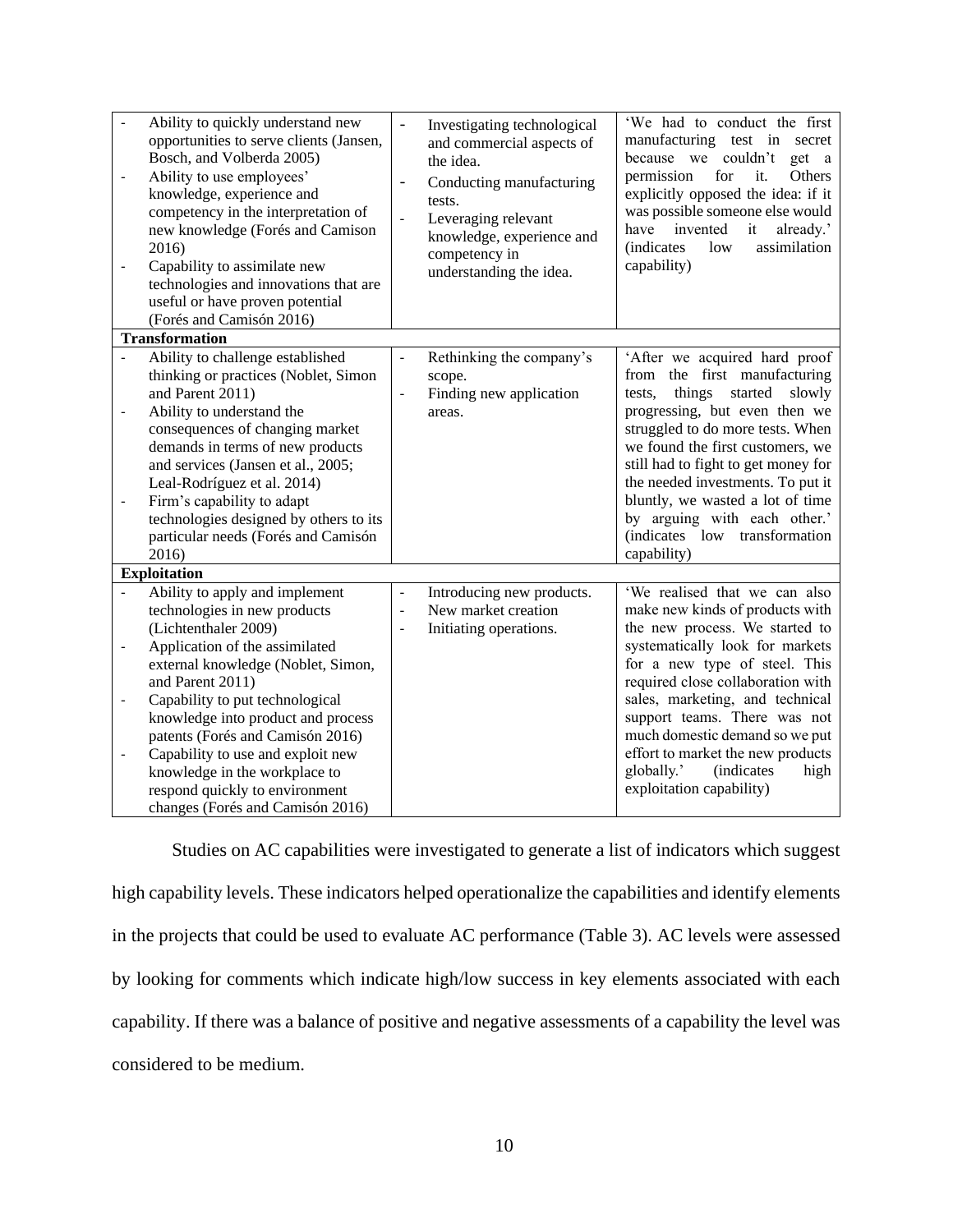| | | |
|---|---|---|
| - Ability to quickly understand new opportunities to serve clients (Jansen, Bosch, and Volberda 2005)<br>- Ability to use employees' knowledge, experience and competency in the interpretation of new knowledge (Forés and Camison 2016)<br>- Capability to assimilate new technologies and innovations that are useful or have proven potential (Forés and Camisón 2016) | - Investigating technological and commercial aspects of the idea.<br>- Conducting manufacturing tests.<br>- Leveraging relevant knowledge, experience and competency in understanding the idea. | 'We had to conduct the first manufacturing test in secret because we couldn't get a permission for it. Others explicitly opposed the idea: if it was possible someone else would have invented it already.' (indicates low assimilation capability) |
| **Transformation** | | |
| - Ability to challenge established thinking or practices (Noblet, Simon and Parent 2011)<br>- Ability to understand the consequences of changing market demands in terms of new products and services (Jansen et al., 2005; Leal-Rodríguez et al. 2014)<br>- Firm's capability to adapt technologies designed by others to its particular needs (Forés and Camisón 2016) | - Rethinking the company's scope.<br>- Finding new application areas. | 'After we acquired hard proof from the first manufacturing tests, things started slowly progressing, but even then we struggled to do more tests. When we found the first customers, we still had to fight to get money for the needed investments. To put it bluntly, we wasted a lot of time by arguing with each other.' (indicates low transformation capability) |
| **Exploitation** | | |
| - Ability to apply and implement technologies in new products (Lichtenthaler 2009)<br>- Application of the assimilated external knowledge (Noblet, Simon, and Parent 2011)<br>- Capability to put technological knowledge into product and process patents (Forés and Camisón 2016)<br>- Capability to use and exploit new knowledge in the workplace to respond quickly to environment changes (Forés and Camisón 2016) | - Introducing new products.<br>- New market creation<br>- Initiating operations. | 'We realised that we can also make new kinds of products with the new process. We started to systematically look for markets for a new type of steel. This required close collaboration with sales, marketing, and technical support teams. There was not much domestic demand so we put effort to market the new products globally.' (indicates high exploitation capability) |

Studies on AC capabilities were investigated to generate a list of indicators which suggest high capability levels. These indicators helped operationalize the capabilities and identify elements in the projects that could be used to evaluate AC performance (Table 3). AC levels were assessed by looking for comments which indicate high/low success in key elements associated with each capability. If there was a balance of positive and negative assessments of a capability the level was considered to be medium.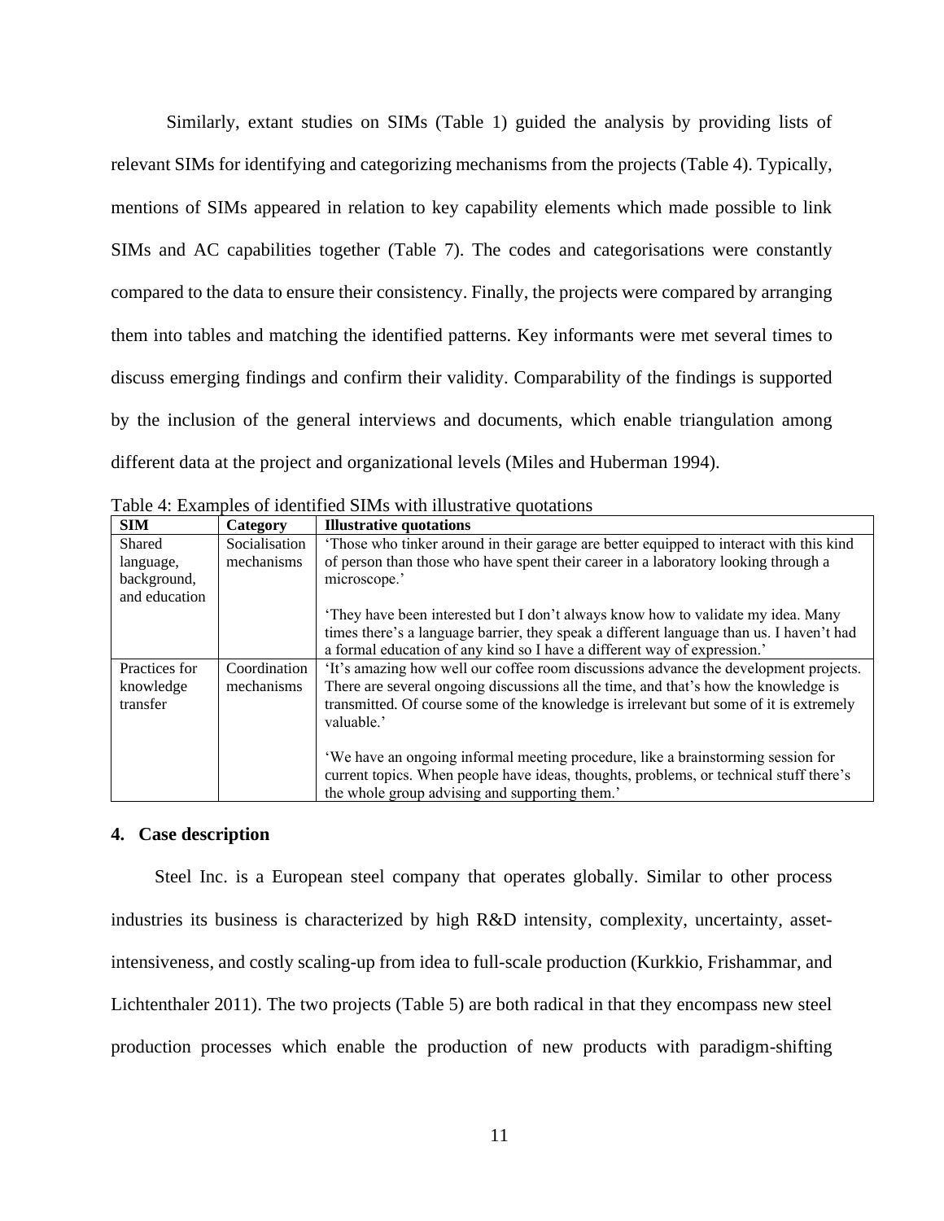Similarly, extant studies on SIMs (Table 1) guided the analysis by providing lists of relevant SIMs for identifying and categorizing mechanisms from the projects (Table 4). Typically, mentions of SIMs appeared in relation to key capability elements which made possible to link SIMs and AC capabilities together (Table 7). The codes and categorisations were constantly compared to the data to ensure their consistency. Finally, the projects were compared by arranging them into tables and matching the identified patterns. Key informants were met several times to discuss emerging findings and confirm their validity. Comparability of the findings is supported by the inclusion of the general interviews and documents, which enable triangulation among different data at the project and organizational levels (Miles and Huberman 1994).

Table 4: Examples of identified SIMs with illustrative quotations

| SIM | Category | Illustrative quotations |
|---|---|---|
| Shared language, background, and education | Socialisation mechanisms | 'Those who tinker around in their garage are better equipped to interact with this kind of person than those who have spent their career in a laboratory looking through a microscope.'<br><br>'They have been interested but I don't always know how to validate my idea. Many times there's a language barrier, they speak a different language than us. I haven't had a formal education of any kind so I have a different way of expression.' |
| Practices for knowledge transfer | Coordination mechanisms | 'It's amazing how well our coffee room discussions advance the development projects. There are several ongoing discussions all the time, and that's how the knowledge is transmitted. Of course some of the knowledge is irrelevant but some of it is extremely valuable.'<br><br>'We have an ongoing informal meeting procedure, like a brainstorming session for current topics. When people have ideas, thoughts, problems, or technical stuff there's the whole group advising and supporting them.' |

## 4. Case description

Steel Inc. is a European steel company that operates globally. Similar to other process industries its business is characterized by high R&D intensity, complexity, uncertainty, asset-intensiveness, and costly scaling-up from idea to full-scale production (Kurkkio, Frishammar, and Lichtenthaler 2011). The two projects (Table 5) are both radical in that they encompass new steel production processes which enable the production of new products with paradigm-shifting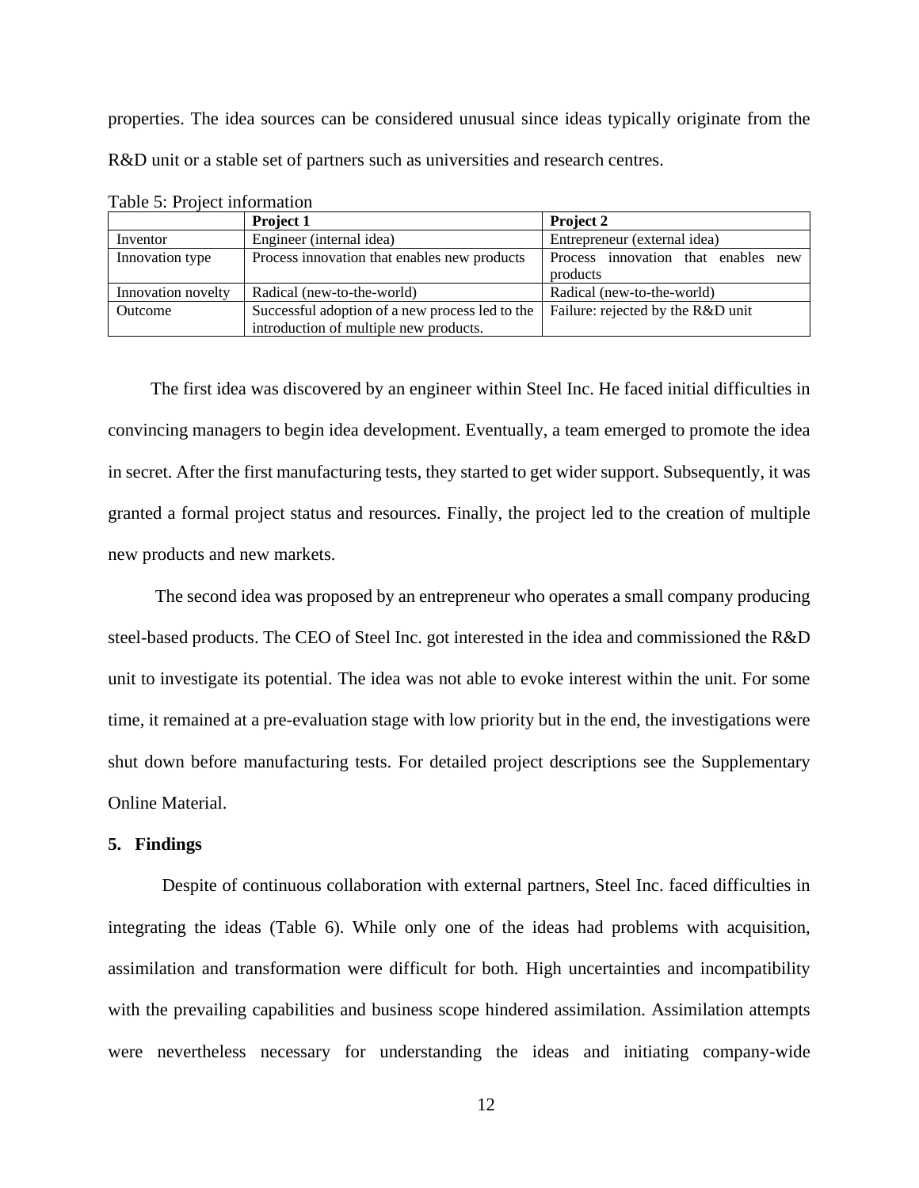properties. The idea sources can be considered unusual since ideas typically originate from the R&D unit or a stable set of partners such as universities and research centres.

Table 5: Project information

| | **Project 1** | **Project 2** |
|---|---|---|
| Inventor | Engineer (internal idea) | Entrepreneur (external idea) |
| Innovation type | Process innovation that enables new products | Process innovation that enables new products |
| Innovation novelty | Radical (new-to-the-world) | Radical (new-to-the-world) |
| Outcome | Successful adoption of a new process led to the introduction of multiple new products. | Failure: rejected by the R&D unit |

The first idea was discovered by an engineer within Steel Inc. He faced initial difficulties in convincing managers to begin idea development. Eventually, a team emerged to promote the idea in secret. After the first manufacturing tests, they started to get wider support. Subsequently, it was granted a formal project status and resources. Finally, the project led to the creation of multiple new products and new markets.

The second idea was proposed by an entrepreneur who operates a small company producing steel-based products. The CEO of Steel Inc. got interested in the idea and commissioned the R&D unit to investigate its potential. The idea was not able to evoke interest within the unit. For some time, it remained at a pre-evaluation stage with low priority but in the end, the investigations were shut down before manufacturing tests. For detailed project descriptions see the Supplementary Online Material.

## 5. Findings

Despite of continuous collaboration with external partners, Steel Inc. faced difficulties in integrating the ideas (Table 6). While only one of the ideas had problems with acquisition, assimilation and transformation were difficult for both. High uncertainties and incompatibility with the prevailing capabilities and business scope hindered assimilation. Assimilation attempts were nevertheless necessary for understanding the ideas and initiating company-wide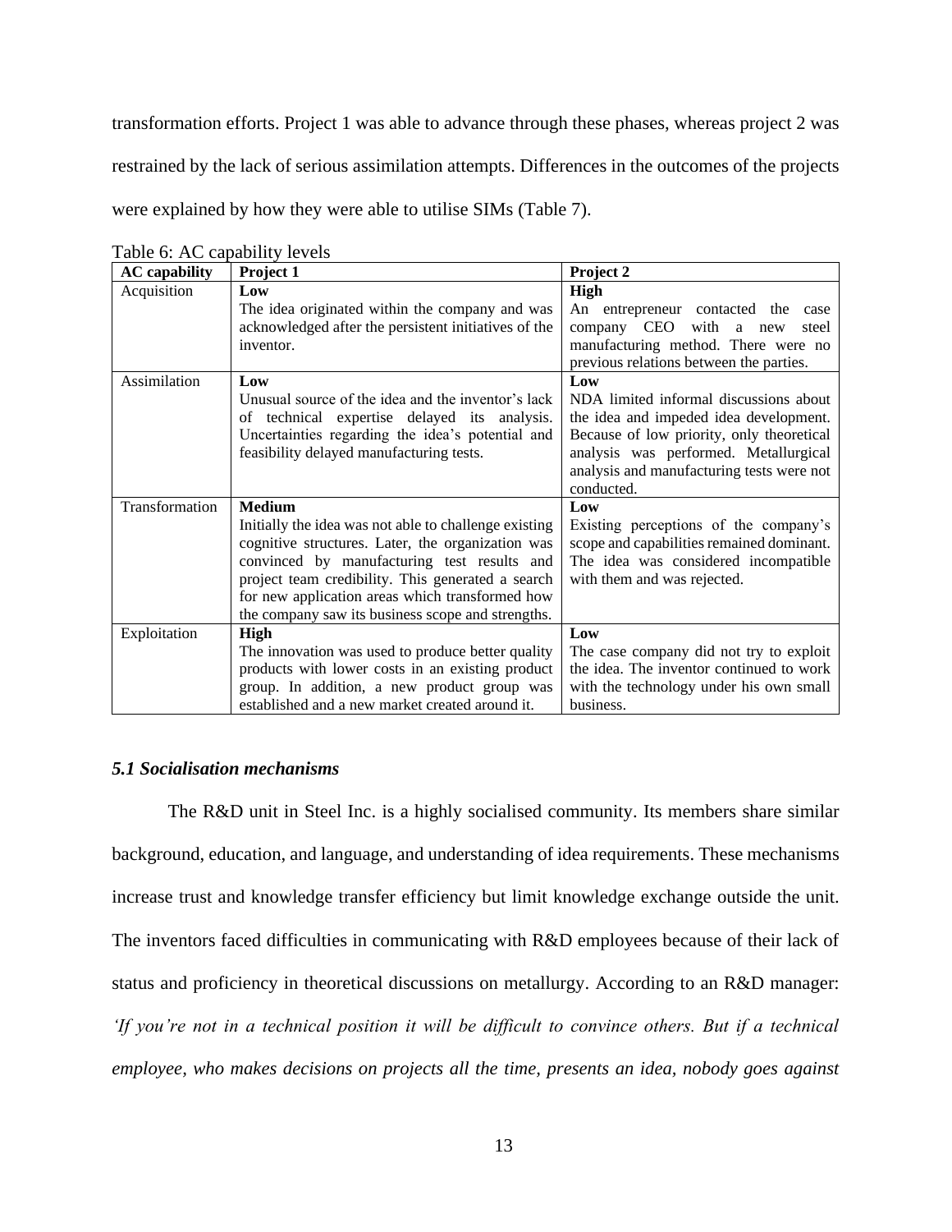transformation efforts. Project 1 was able to advance through these phases, whereas project 2 was restrained by the lack of serious assimilation attempts. Differences in the outcomes of the projects were explained by how they were able to utilise SIMs (Table 7).

Table 6: AC capability levels

| AC capability | Project 1 | Project 2 |
|---|---|---|
| Acquisition | **Low**<br>The idea originated within the company and was acknowledged after the persistent initiatives of the inventor. | **High**<br>An entrepreneur contacted the case company CEO with a new steel manufacturing method. There were no previous relations between the parties. |
| Assimilation | **Low**<br>Unusual source of the idea and the inventor's lack of technical expertise delayed its analysis. Uncertainties regarding the idea's potential and feasibility delayed manufacturing tests. | **Low**<br>NDA limited informal discussions about the idea and impeded idea development. Because of low priority, only theoretical analysis was performed. Metallurgical analysis and manufacturing tests were not conducted. |
| Transformation | **Medium**<br>Initially the idea was not able to challenge existing cognitive structures. Later, the organization was convinced by manufacturing test results and project team credibility. This generated a search for new application areas which transformed how the company saw its business scope and strengths. | **Low**<br>Existing perceptions of the company's scope and capabilities remained dominant. The idea was considered incompatible with them and was rejected. |
| Exploitation | **High**<br>The innovation was used to produce better quality products with lower costs in an existing product group. In addition, a new product group was established and a new market created around it. | **Low**<br>The case company did not try to exploit the idea. The inventor continued to work with the technology under his own small business. |

### *5.1 Socialisation mechanisms*

The R&D unit in Steel Inc. is a highly socialised community. Its members share similar background, education, and language, and understanding of idea requirements. These mechanisms increase trust and knowledge transfer efficiency but limit knowledge exchange outside the unit. The inventors faced difficulties in communicating with R&D employees because of their lack of status and proficiency in theoretical discussions on metallurgy. According to an R&D manager: *'If you're not in a technical position it will be difficult to convince others. But if a technical employee, who makes decisions on projects all the time, presents an idea, nobody goes against*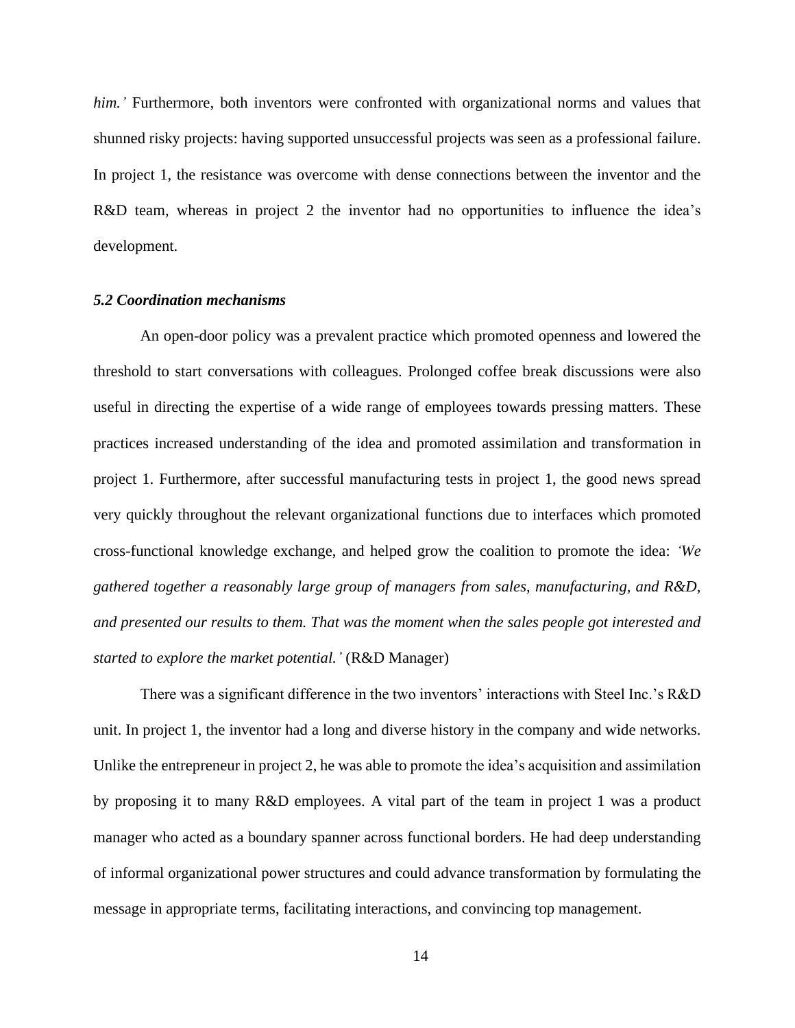*him.'* Furthermore, both inventors were confronted with organizational norms and values that shunned risky projects: having supported unsuccessful projects was seen as a professional failure. In project 1, the resistance was overcome with dense connections between the inventor and the R&D team, whereas in project 2 the inventor had no opportunities to influence the idea's development.

### *5.2 Coordination mechanisms*

An open-door policy was a prevalent practice which promoted openness and lowered the threshold to start conversations with colleagues. Prolonged coffee break discussions were also useful in directing the expertise of a wide range of employees towards pressing matters. These practices increased understanding of the idea and promoted assimilation and transformation in project 1. Furthermore, after successful manufacturing tests in project 1, the good news spread very quickly throughout the relevant organizational functions due to interfaces which promoted cross-functional knowledge exchange, and helped grow the coalition to promote the idea: *'We gathered together a reasonably large group of managers from sales, manufacturing, and R&D, and presented our results to them. That was the moment when the sales people got interested and started to explore the market potential.'* (R&D Manager)

There was a significant difference in the two inventors' interactions with Steel Inc.'s R&D unit. In project 1, the inventor had a long and diverse history in the company and wide networks. Unlike the entrepreneur in project 2, he was able to promote the idea's acquisition and assimilation by proposing it to many R&D employees. A vital part of the team in project 1 was a product manager who acted as a boundary spanner across functional borders. He had deep understanding of informal organizational power structures and could advance transformation by formulating the message in appropriate terms, facilitating interactions, and convincing top management.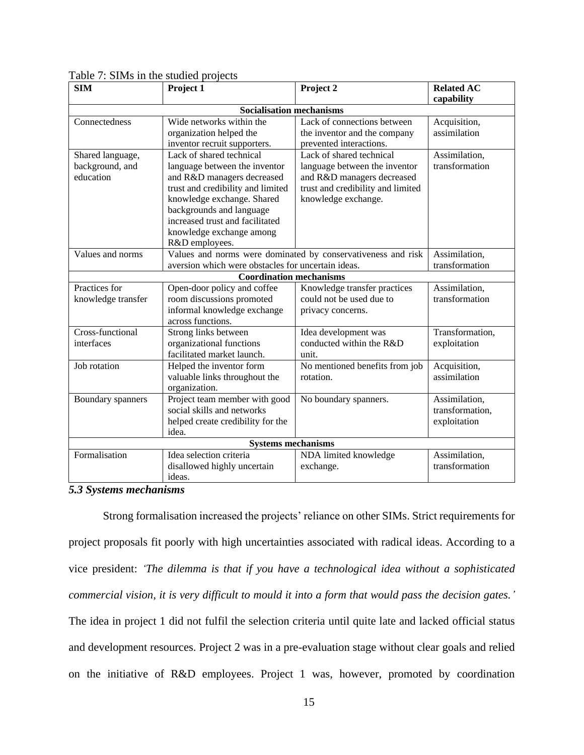Table 7: SIMs in the studied projects

| SIM | Project 1 | Project 2 | Related AC capability |
|---|---|---|---|
| **Socialisation mechanisms** | | | |
| Connectedness | Wide networks within the organization helped the inventor recruit supporters. | Lack of connections between the inventor and the company prevented interactions. | Acquisition, assimilation |
| Shared language, background, and education | Lack of shared technical language between the inventor and R&D managers decreased trust and credibility and limited knowledge exchange. Shared backgrounds and language increased trust and facilitated knowledge exchange among R&D employees. | Lack of shared technical language between the inventor and R&D managers decreased trust and credibility and limited knowledge exchange. | Assimilation, transformation |
| Values and norms | Values and norms were dominated by conservativeness and risk aversion which were obstacles for uncertain ideas. | | Assimilation, transformation |
| **Coordination mechanisms** | | | |
| Practices for knowledge transfer | Open-door policy and coffee room discussions promoted informal knowledge exchange across functions. | Knowledge transfer practices could not be used due to privacy concerns. | Assimilation, transformation |
| Cross-functional interfaces | Strong links between organizational functions facilitated market launch. | Idea development was conducted within the R&D unit. | Transformation, exploitation |
| Job rotation | Helped the inventor form valuable links throughout the organization. | No mentioned benefits from job rotation. | Acquisition, assimilation |
| Boundary spanners | Project team member with good social skills and networks helped create credibility for the idea. | No boundary spanners. | Assimilation, transformation, exploitation |
| **Systems mechanisms** | | | |
| Formalisation | Idea selection criteria disallowed highly uncertain ideas. | NDA limited knowledge exchange. | Assimilation, transformation |

### *5.3 Systems mechanisms*

Strong formalisation increased the projects' reliance on other SIMs. Strict requirements for project proposals fit poorly with high uncertainties associated with radical ideas. According to a vice president: *'The dilemma is that if you have a technological idea without a sophisticated commercial vision, it is very difficult to mould it into a form that would pass the decision gates.'* The idea in project 1 did not fulfil the selection criteria until quite late and lacked official status and development resources. Project 2 was in a pre-evaluation stage without clear goals and relied on the initiative of R&D employees. Project 1 was, however, promoted by coordination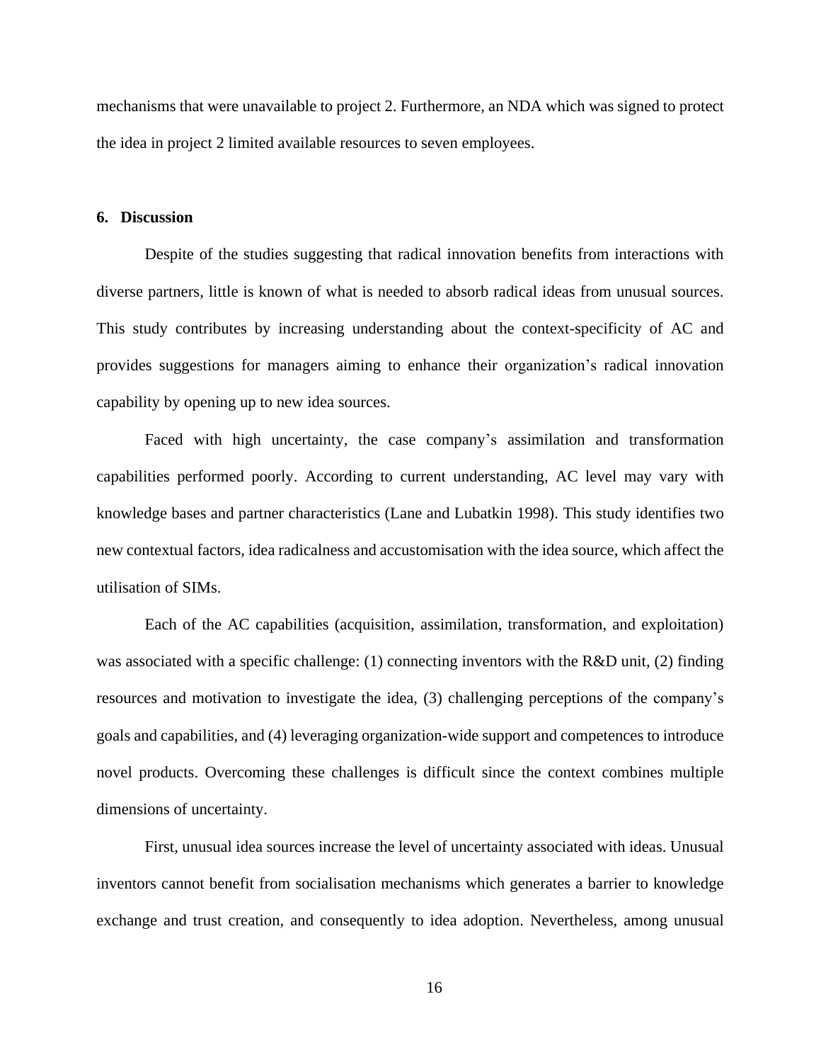mechanisms that were unavailable to project 2. Furthermore, an NDA which was signed to protect the idea in project 2 limited available resources to seven employees.

## 6. Discussion

Despite of the studies suggesting that radical innovation benefits from interactions with diverse partners, little is known of what is needed to absorb radical ideas from unusual sources. This study contributes by increasing understanding about the context-specificity of AC and provides suggestions for managers aiming to enhance their organization's radical innovation capability by opening up to new idea sources.

Faced with high uncertainty, the case company's assimilation and transformation capabilities performed poorly. According to current understanding, AC level may vary with knowledge bases and partner characteristics (Lane and Lubatkin 1998). This study identifies two new contextual factors, idea radicalness and accustomisation with the idea source, which affect the utilisation of SIMs.

Each of the AC capabilities (acquisition, assimilation, transformation, and exploitation) was associated with a specific challenge: (1) connecting inventors with the R&D unit, (2) finding resources and motivation to investigate the idea, (3) challenging perceptions of the company's goals and capabilities, and (4) leveraging organization-wide support and competences to introduce novel products. Overcoming these challenges is difficult since the context combines multiple dimensions of uncertainty.

First, unusual idea sources increase the level of uncertainty associated with ideas. Unusual inventors cannot benefit from socialisation mechanisms which generates a barrier to knowledge exchange and trust creation, and consequently to idea adoption. Nevertheless, among unusual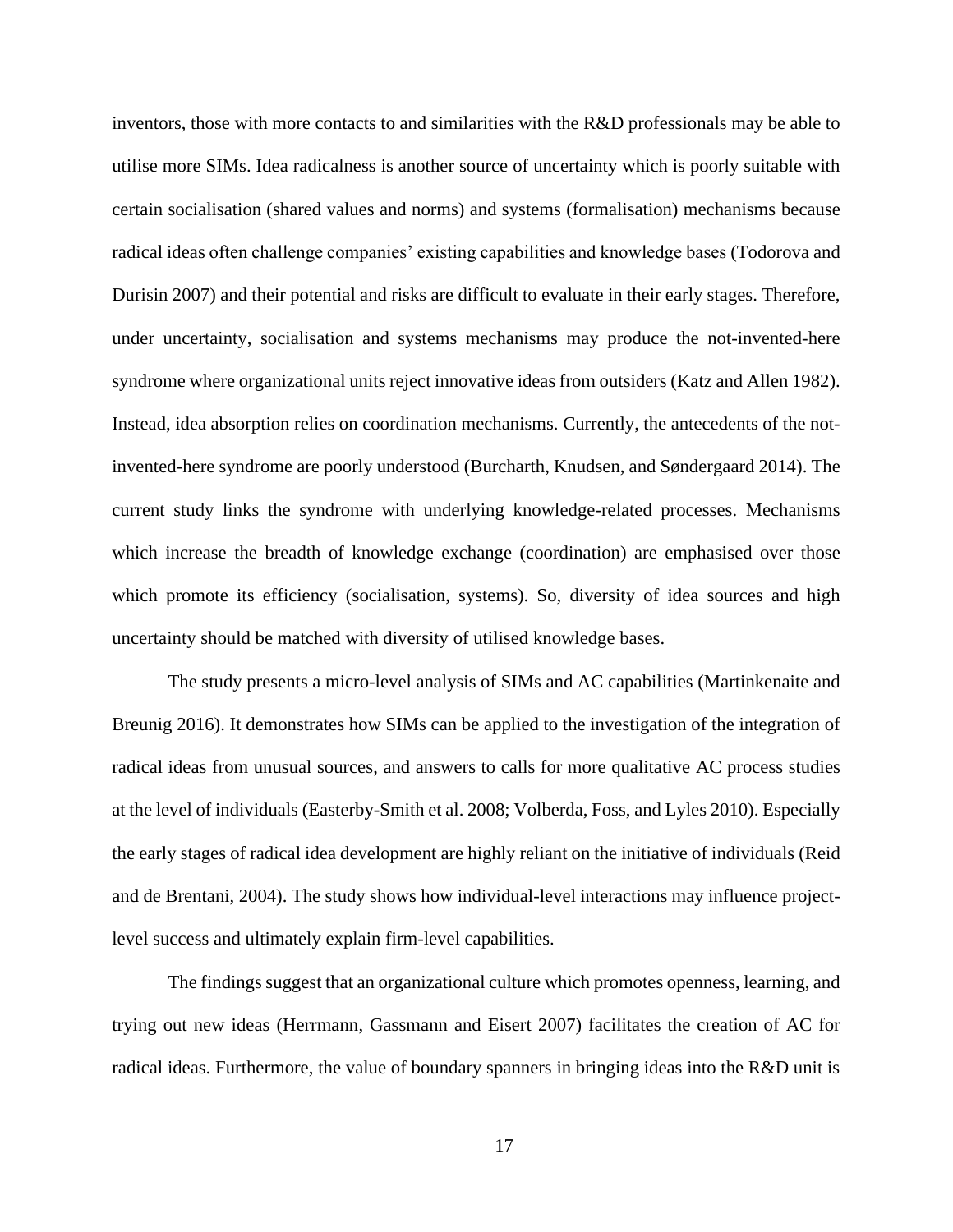inventors, those with more contacts to and similarities with the R&D professionals may be able to utilise more SIMs. Idea radicalness is another source of uncertainty which is poorly suitable with certain socialisation (shared values and norms) and systems (formalisation) mechanisms because radical ideas often challenge companies' existing capabilities and knowledge bases (Todorova and Durisin 2007) and their potential and risks are difficult to evaluate in their early stages. Therefore, under uncertainty, socialisation and systems mechanisms may produce the not-invented-here syndrome where organizational units reject innovative ideas from outsiders (Katz and Allen 1982). Instead, idea absorption relies on coordination mechanisms. Currently, the antecedents of the not-invented-here syndrome are poorly understood (Burcharth, Knudsen, and Søndergaard 2014). The current study links the syndrome with underlying knowledge-related processes. Mechanisms which increase the breadth of knowledge exchange (coordination) are emphasised over those which promote its efficiency (socialisation, systems). So, diversity of idea sources and high uncertainty should be matched with diversity of utilised knowledge bases.

The study presents a micro-level analysis of SIMs and AC capabilities (Martinkenaite and Breunig 2016). It demonstrates how SIMs can be applied to the investigation of the integration of radical ideas from unusual sources, and answers to calls for more qualitative AC process studies at the level of individuals (Easterby-Smith et al. 2008; Volberda, Foss, and Lyles 2010). Especially the early stages of radical idea development are highly reliant on the initiative of individuals (Reid and de Brentani, 2004). The study shows how individual-level interactions may influence project-level success and ultimately explain firm-level capabilities.

The findings suggest that an organizational culture which promotes openness, learning, and trying out new ideas (Herrmann, Gassmann and Eisert 2007) facilitates the creation of AC for radical ideas. Furthermore, the value of boundary spanners in bringing ideas into the R&D unit is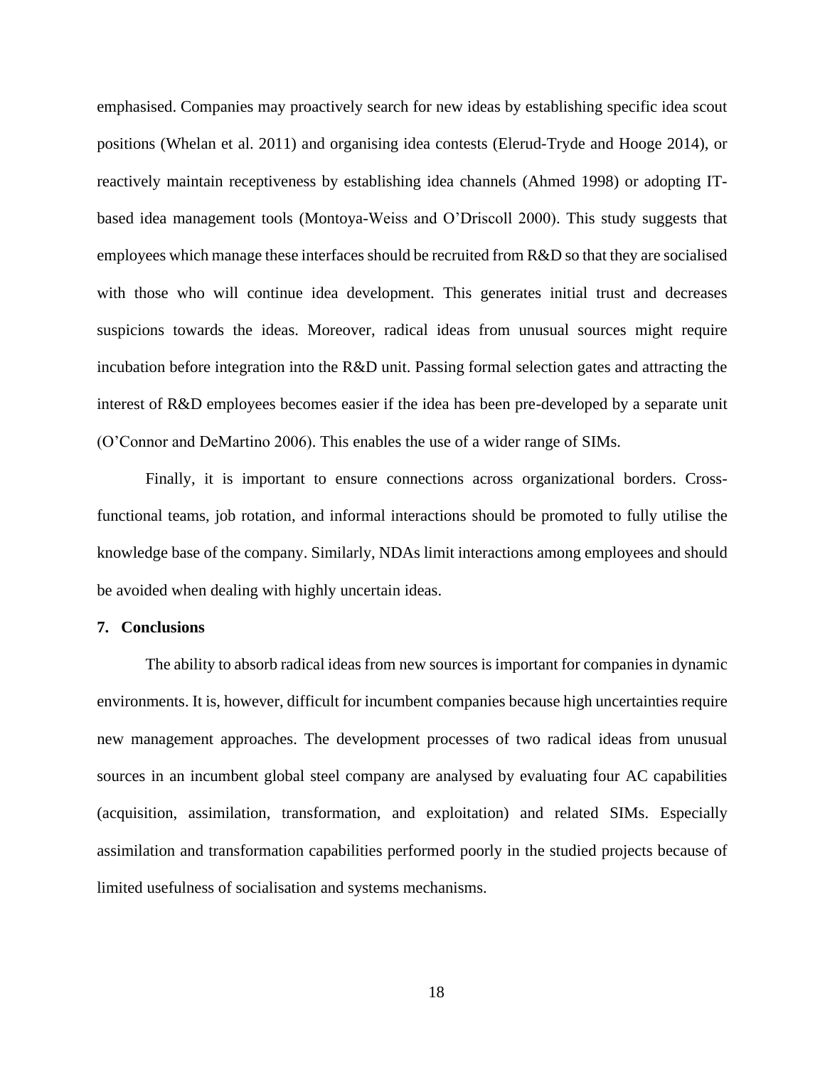emphasised. Companies may proactively search for new ideas by establishing specific idea scout positions (Whelan et al. 2011) and organising idea contests (Elerud-Tryde and Hooge 2014), or reactively maintain receptiveness by establishing idea channels (Ahmed 1998) or adopting IT-based idea management tools (Montoya-Weiss and O'Driscoll 2000). This study suggests that employees which manage these interfaces should be recruited from R&D so that they are socialised with those who will continue idea development. This generates initial trust and decreases suspicions towards the ideas. Moreover, radical ideas from unusual sources might require incubation before integration into the R&D unit. Passing formal selection gates and attracting the interest of R&D employees becomes easier if the idea has been pre-developed by a separate unit (O'Connor and DeMartino 2006). This enables the use of a wider range of SIMs.

Finally, it is important to ensure connections across organizational borders. Cross-functional teams, job rotation, and informal interactions should be promoted to fully utilise the knowledge base of the company. Similarly, NDAs limit interactions among employees and should be avoided when dealing with highly uncertain ideas.

## 7. Conclusions

The ability to absorb radical ideas from new sources is important for companies in dynamic environments. It is, however, difficult for incumbent companies because high uncertainties require new management approaches. The development processes of two radical ideas from unusual sources in an incumbent global steel company are analysed by evaluating four AC capabilities (acquisition, assimilation, transformation, and exploitation) and related SIMs. Especially assimilation and transformation capabilities performed poorly in the studied projects because of limited usefulness of socialisation and systems mechanisms.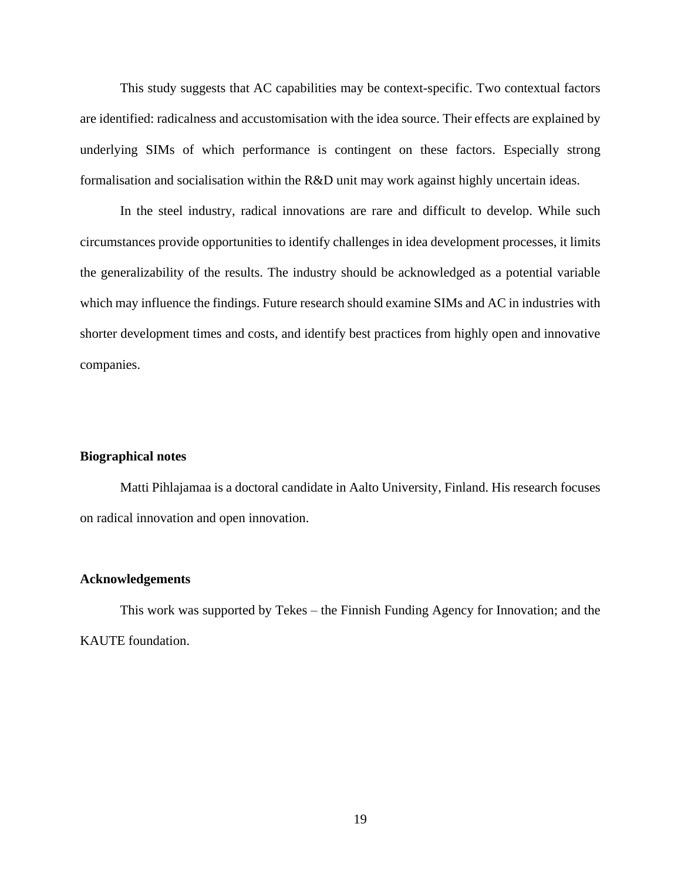This study suggests that AC capabilities may be context-specific. Two contextual factors are identified: radicalness and accustomisation with the idea source. Their effects are explained by underlying SIMs of which performance is contingent on these factors. Especially strong formalisation and socialisation within the R&D unit may work against highly uncertain ideas.

In the steel industry, radical innovations are rare and difficult to develop. While such circumstances provide opportunities to identify challenges in idea development processes, it limits the generalizability of the results. The industry should be acknowledged as a potential variable which may influence the findings. Future research should examine SIMs and AC in industries with shorter development times and costs, and identify best practices from highly open and innovative companies.

**Biographical notes**

Matti Pihlajamaa is a doctoral candidate in Aalto University, Finland. His research focuses on radical innovation and open innovation.

**Acknowledgements**

This work was supported by Tekes – the Finnish Funding Agency for Innovation; and the KAUTE foundation.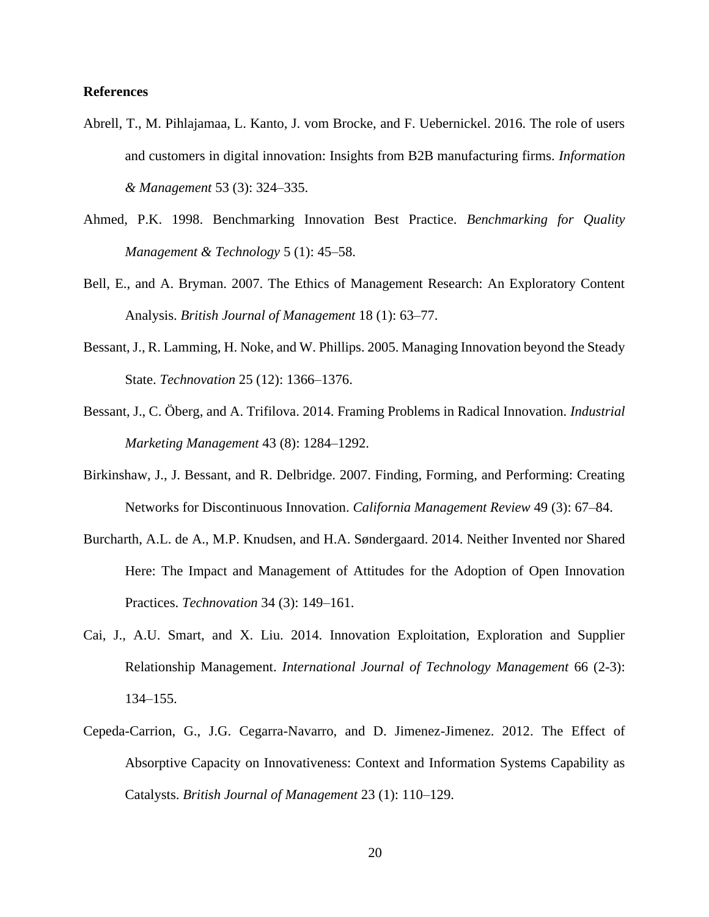**References**

Abrell, T., M. Pihlajamaa, L. Kanto, J. vom Brocke, and F. Uebernickel. 2016. The role of users and customers in digital innovation: Insights from B2B manufacturing firms. *Information & Management* 53 (3): 324–335.

Ahmed, P.K. 1998. Benchmarking Innovation Best Practice. *Benchmarking for Quality Management & Technology* 5 (1): 45–58.

Bell, E., and A. Bryman. 2007. The Ethics of Management Research: An Exploratory Content Analysis. *British Journal of Management* 18 (1): 63–77.

Bessant, J., R. Lamming, H. Noke, and W. Phillips. 2005. Managing Innovation beyond the Steady State. *Technovation* 25 (12): 1366–1376.

Bessant, J., C. Öberg, and A. Trifilova. 2014. Framing Problems in Radical Innovation. *Industrial Marketing Management* 43 (8): 1284–1292.

Birkinshaw, J., J. Bessant, and R. Delbridge. 2007. Finding, Forming, and Performing: Creating Networks for Discontinuous Innovation. *California Management Review* 49 (3): 67–84.

Burcharth, A.L. de A., M.P. Knudsen, and H.A. Søndergaard. 2014. Neither Invented nor Shared Here: The Impact and Management of Attitudes for the Adoption of Open Innovation Practices. *Technovation* 34 (3): 149–161.

Cai, J., A.U. Smart, and X. Liu. 2014. Innovation Exploitation, Exploration and Supplier Relationship Management. *International Journal of Technology Management* 66 (2-3): 134–155.

Cepeda-Carrion, G., J.G. Cegarra-Navarro, and D. Jimenez-Jimenez. 2012. The Effect of Absorptive Capacity on Innovativeness: Context and Information Systems Capability as Catalysts. *British Journal of Management* 23 (1): 110–129.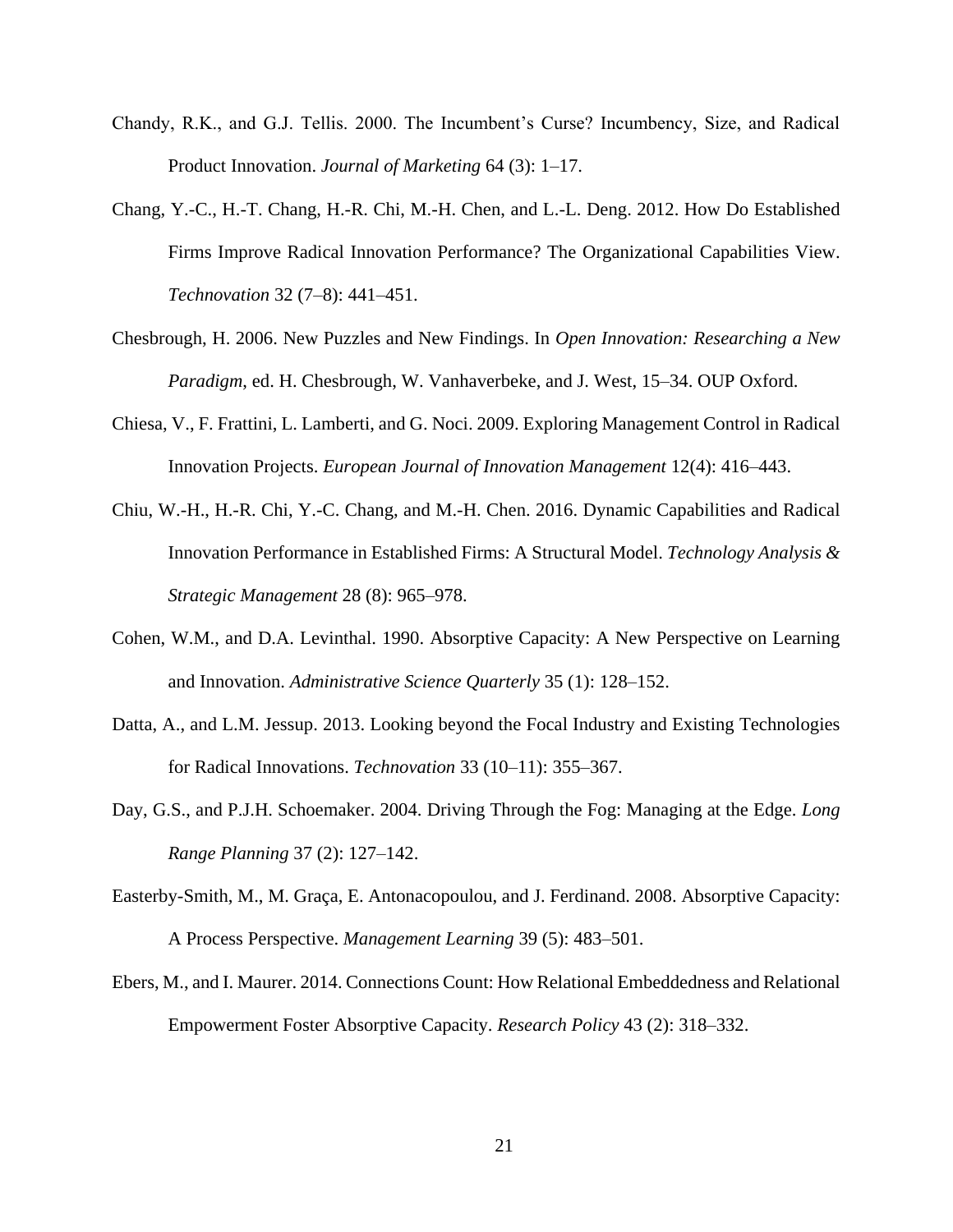Chandy, R.K., and G.J. Tellis. 2000. The Incumbent's Curse? Incumbency, Size, and Radical Product Innovation. *Journal of Marketing* 64 (3): 1–17.

Chang, Y.-C., H.-T. Chang, H.-R. Chi, M.-H. Chen, and L.-L. Deng. 2012. How Do Established Firms Improve Radical Innovation Performance? The Organizational Capabilities View. *Technovation* 32 (7–8): 441–451.

Chesbrough, H. 2006. New Puzzles and New Findings. In *Open Innovation: Researching a New Paradigm*, ed. H. Chesbrough, W. Vanhaverbeke, and J. West, 15–34. OUP Oxford.

Chiesa, V., F. Frattini, L. Lamberti, and G. Noci. 2009. Exploring Management Control in Radical Innovation Projects. *European Journal of Innovation Management* 12(4): 416–443.

Chiu, W.-H., H.-R. Chi, Y.-C. Chang, and M.-H. Chen. 2016. Dynamic Capabilities and Radical Innovation Performance in Established Firms: A Structural Model. *Technology Analysis & Strategic Management* 28 (8): 965–978.

Cohen, W.M., and D.A. Levinthal. 1990. Absorptive Capacity: A New Perspective on Learning and Innovation. *Administrative Science Quarterly* 35 (1): 128–152.

Datta, A., and L.M. Jessup. 2013. Looking beyond the Focal Industry and Existing Technologies for Radical Innovations. *Technovation* 33 (10–11): 355–367.

Day, G.S., and P.J.H. Schoemaker. 2004. Driving Through the Fog: Managing at the Edge. *Long Range Planning* 37 (2): 127–142.

Easterby-Smith, M., M. Graça, E. Antonacopoulou, and J. Ferdinand. 2008. Absorptive Capacity: A Process Perspective. *Management Learning* 39 (5): 483–501.

Ebers, M., and I. Maurer. 2014. Connections Count: How Relational Embeddedness and Relational Empowerment Foster Absorptive Capacity. *Research Policy* 43 (2): 318–332.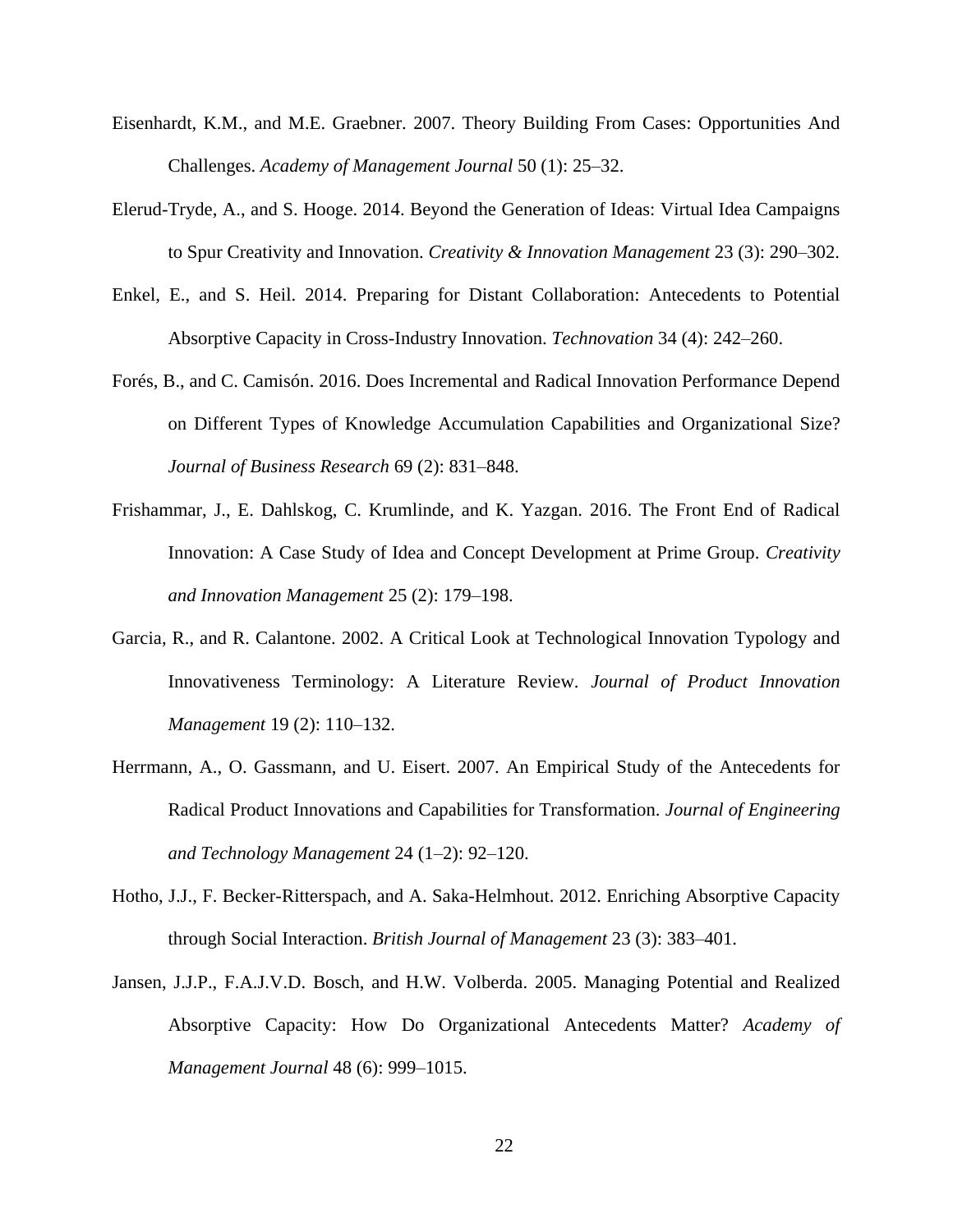Eisenhardt, K.M., and M.E. Graebner. 2007. Theory Building From Cases: Opportunities And Challenges. *Academy of Management Journal* 50 (1): 25–32.

Elerud-Tryde, A., and S. Hooge. 2014. Beyond the Generation of Ideas: Virtual Idea Campaigns to Spur Creativity and Innovation. *Creativity & Innovation Management* 23 (3): 290–302.

Enkel, E., and S. Heil. 2014. Preparing for Distant Collaboration: Antecedents to Potential Absorptive Capacity in Cross-Industry Innovation. *Technovation* 34 (4): 242–260.

Forés, B., and C. Camisón. 2016. Does Incremental and Radical Innovation Performance Depend on Different Types of Knowledge Accumulation Capabilities and Organizational Size? *Journal of Business Research* 69 (2): 831–848.

Frishammar, J., E. Dahlskog, C. Krumlinde, and K. Yazgan. 2016. The Front End of Radical Innovation: A Case Study of Idea and Concept Development at Prime Group. *Creativity and Innovation Management* 25 (2): 179–198.

Garcia, R., and R. Calantone. 2002. A Critical Look at Technological Innovation Typology and Innovativeness Terminology: A Literature Review. *Journal of Product Innovation Management* 19 (2): 110–132.

Herrmann, A., O. Gassmann, and U. Eisert. 2007. An Empirical Study of the Antecedents for Radical Product Innovations and Capabilities for Transformation. *Journal of Engineering and Technology Management* 24 (1–2): 92–120.

Hotho, J.J., F. Becker-Ritterspach, and A. Saka-Helmhout. 2012. Enriching Absorptive Capacity through Social Interaction. *British Journal of Management* 23 (3): 383–401.

Jansen, J.J.P., F.A.J.V.D. Bosch, and H.W. Volberda. 2005. Managing Potential and Realized Absorptive Capacity: How Do Organizational Antecedents Matter? *Academy of Management Journal* 48 (6): 999–1015.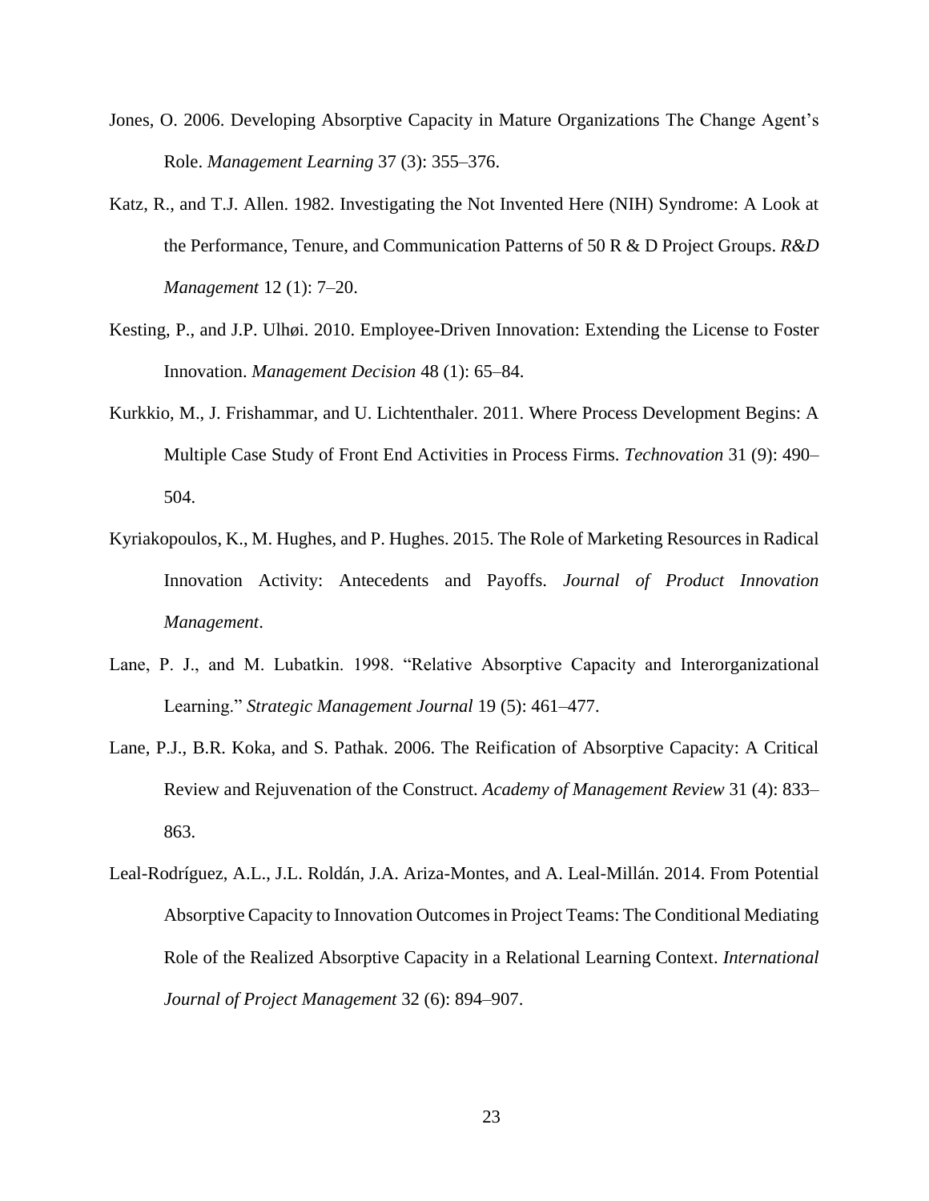Jones, O. 2006. Developing Absorptive Capacity in Mature Organizations The Change Agent's Role. *Management Learning* 37 (3): 355–376.

Katz, R., and T.J. Allen. 1982. Investigating the Not Invented Here (NIH) Syndrome: A Look at the Performance, Tenure, and Communication Patterns of 50 R & D Project Groups. *R&D Management* 12 (1): 7–20.

Kesting, P., and J.P. Ulhøi. 2010. Employee-Driven Innovation: Extending the License to Foster Innovation. *Management Decision* 48 (1): 65–84.

Kurkkio, M., J. Frishammar, and U. Lichtenthaler. 2011. Where Process Development Begins: A Multiple Case Study of Front End Activities in Process Firms. *Technovation* 31 (9): 490–504.

Kyriakopoulos, K., M. Hughes, and P. Hughes. 2015. The Role of Marketing Resources in Radical Innovation Activity: Antecedents and Payoffs. *Journal of Product Innovation Management*.

Lane, P. J., and M. Lubatkin. 1998. "Relative Absorptive Capacity and Interorganizational Learning." *Strategic Management Journal* 19 (5): 461–477.

Lane, P.J., B.R. Koka, and S. Pathak. 2006. The Reification of Absorptive Capacity: A Critical Review and Rejuvenation of the Construct. *Academy of Management Review* 31 (4): 833–863.

Leal-Rodríguez, A.L., J.L. Roldán, J.A. Ariza-Montes, and A. Leal-Millán. 2014. From Potential Absorptive Capacity to Innovation Outcomes in Project Teams: The Conditional Mediating Role of the Realized Absorptive Capacity in a Relational Learning Context. *International Journal of Project Management* 32 (6): 894–907.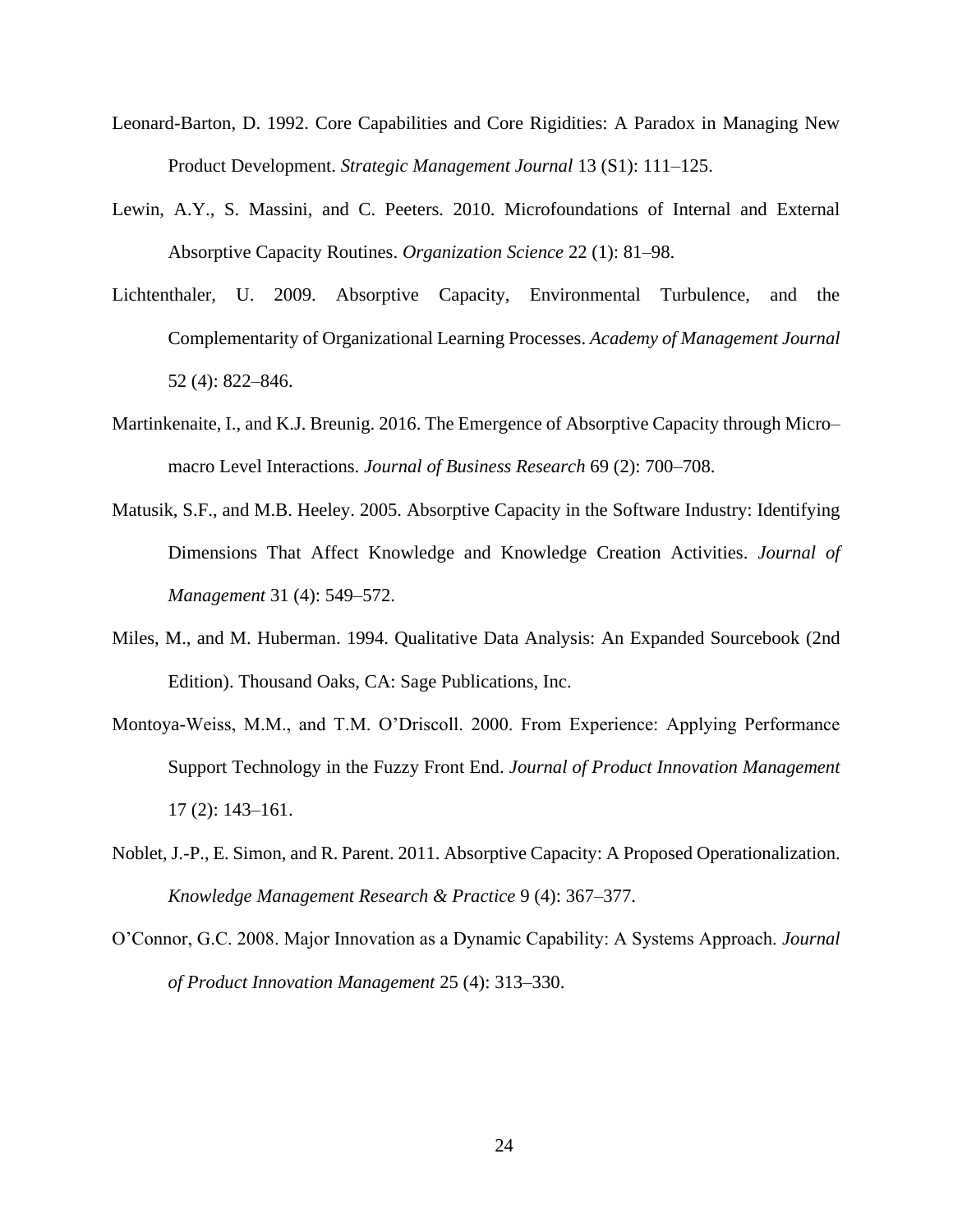Leonard-Barton, D. 1992. Core Capabilities and Core Rigidities: A Paradox in Managing New Product Development. *Strategic Management Journal* 13 (S1): 111–125.

Lewin, A.Y., S. Massini, and C. Peeters. 2010. Microfoundations of Internal and External Absorptive Capacity Routines. *Organization Science* 22 (1): 81–98.

Lichtenthaler, U. 2009. Absorptive Capacity, Environmental Turbulence, and the Complementarity of Organizational Learning Processes. *Academy of Management Journal* 52 (4): 822–846.

Martinkenaite, I., and K.J. Breunig. 2016. The Emergence of Absorptive Capacity through Micro–macro Level Interactions. *Journal of Business Research* 69 (2): 700–708.

Matusik, S.F., and M.B. Heeley. 2005. Absorptive Capacity in the Software Industry: Identifying Dimensions That Affect Knowledge and Knowledge Creation Activities. *Journal of Management* 31 (4): 549–572.

Miles, M., and M. Huberman. 1994. Qualitative Data Analysis: An Expanded Sourcebook (2nd Edition). Thousand Oaks, CA: Sage Publications, Inc.

Montoya-Weiss, M.M., and T.M. O'Driscoll. 2000. From Experience: Applying Performance Support Technology in the Fuzzy Front End. *Journal of Product Innovation Management* 17 (2): 143–161.

Noblet, J.-P., E. Simon, and R. Parent. 2011. Absorptive Capacity: A Proposed Operationalization. *Knowledge Management Research & Practice* 9 (4): 367–377.

O'Connor, G.C. 2008. Major Innovation as a Dynamic Capability: A Systems Approach. *Journal of Product Innovation Management* 25 (4): 313–330.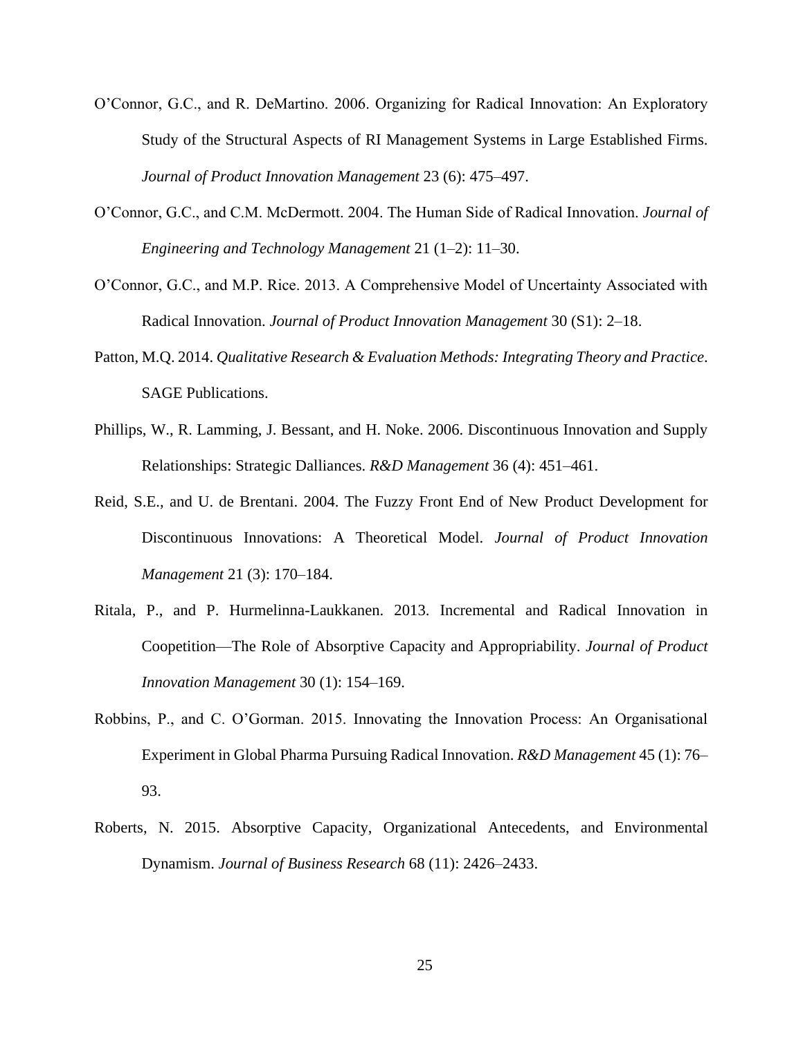O'Connor, G.C., and R. DeMartino. 2006. Organizing for Radical Innovation: An Exploratory Study of the Structural Aspects of RI Management Systems in Large Established Firms. *Journal of Product Innovation Management* 23 (6): 475–497.

O'Connor, G.C., and C.M. McDermott. 2004. The Human Side of Radical Innovation. *Journal of Engineering and Technology Management* 21 (1–2): 11–30.

O'Connor, G.C., and M.P. Rice. 2013. A Comprehensive Model of Uncertainty Associated with Radical Innovation. *Journal of Product Innovation Management* 30 (S1): 2–18.

Patton, M.Q. 2014. *Qualitative Research & Evaluation Methods: Integrating Theory and Practice*. SAGE Publications.

Phillips, W., R. Lamming, J. Bessant, and H. Noke. 2006. Discontinuous Innovation and Supply Relationships: Strategic Dalliances. *R&D Management* 36 (4): 451–461.

Reid, S.E., and U. de Brentani. 2004. The Fuzzy Front End of New Product Development for Discontinuous Innovations: A Theoretical Model. *Journal of Product Innovation Management* 21 (3): 170–184.

Ritala, P., and P. Hurmelinna-Laukkanen. 2013. Incremental and Radical Innovation in Coopetition—The Role of Absorptive Capacity and Appropriability. *Journal of Product Innovation Management* 30 (1): 154–169.

Robbins, P., and C. O'Gorman. 2015. Innovating the Innovation Process: An Organisational Experiment in Global Pharma Pursuing Radical Innovation. *R&D Management* 45 (1): 76–93.

Roberts, N. 2015. Absorptive Capacity, Organizational Antecedents, and Environmental Dynamism. *Journal of Business Research* 68 (11): 2426–2433.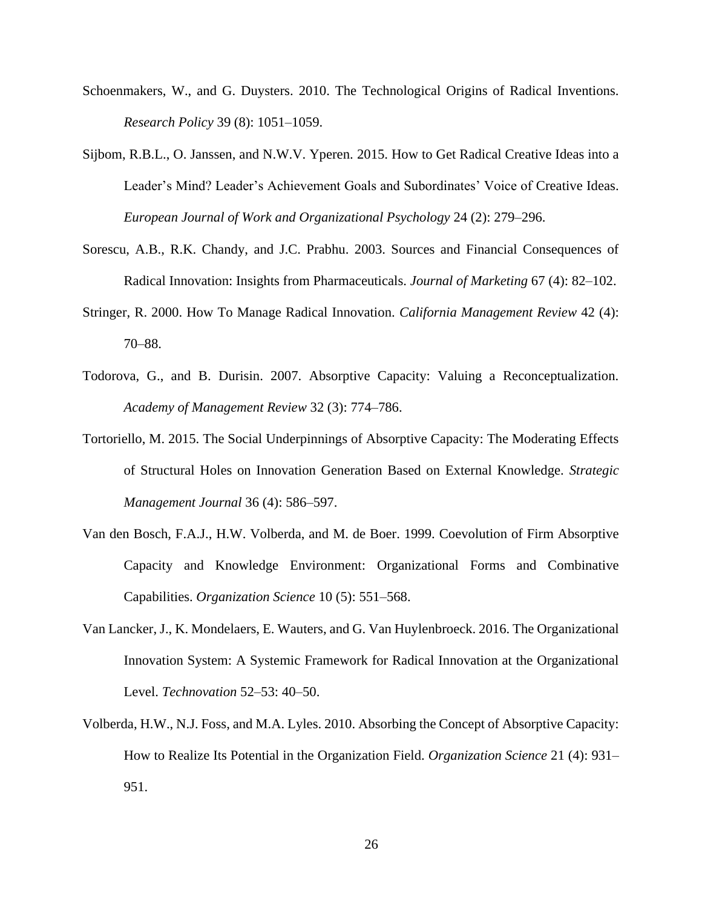Schoenmakers, W., and G. Duysters. 2010. The Technological Origins of Radical Inventions. *Research Policy* 39 (8): 1051–1059.

Sijbom, R.B.L., O. Janssen, and N.W.V. Yperen. 2015. How to Get Radical Creative Ideas into a Leader's Mind? Leader's Achievement Goals and Subordinates' Voice of Creative Ideas. *European Journal of Work and Organizational Psychology* 24 (2): 279–296.

Sorescu, A.B., R.K. Chandy, and J.C. Prabhu. 2003. Sources and Financial Consequences of Radical Innovation: Insights from Pharmaceuticals. *Journal of Marketing* 67 (4): 82–102.

Stringer, R. 2000. How To Manage Radical Innovation. *California Management Review* 42 (4): 70–88.

Todorova, G., and B. Durisin. 2007. Absorptive Capacity: Valuing a Reconceptualization. *Academy of Management Review* 32 (3): 774–786.

Tortoriello, M. 2015. The Social Underpinnings of Absorptive Capacity: The Moderating Effects of Structural Holes on Innovation Generation Based on External Knowledge. *Strategic Management Journal* 36 (4): 586–597.

Van den Bosch, F.A.J., H.W. Volberda, and M. de Boer. 1999. Coevolution of Firm Absorptive Capacity and Knowledge Environment: Organizational Forms and Combinative Capabilities. *Organization Science* 10 (5): 551–568.

Van Lancker, J., K. Mondelaers, E. Wauters, and G. Van Huylenbroeck. 2016. The Organizational Innovation System: A Systemic Framework for Radical Innovation at the Organizational Level. *Technovation* 52–53: 40–50.

Volberda, H.W., N.J. Foss, and M.A. Lyles. 2010. Absorbing the Concept of Absorptive Capacity: How to Realize Its Potential in the Organization Field. *Organization Science* 21 (4): 931–951.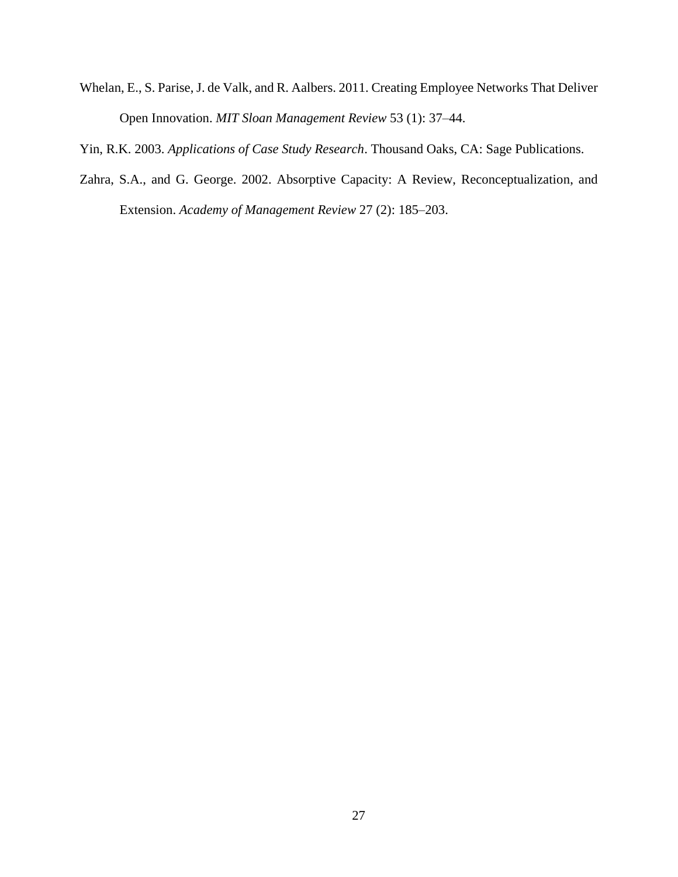Whelan, E., S. Parise, J. de Valk, and R. Aalbers. 2011. Creating Employee Networks That Deliver Open Innovation. *MIT Sloan Management Review* 53 (1): 37–44.

Yin, R.K. 2003. *Applications of Case Study Research*. Thousand Oaks, CA: Sage Publications.

Zahra, S.A., and G. George. 2002. Absorptive Capacity: A Review, Reconceptualization, and Extension. *Academy of Management Review* 27 (2): 185–203.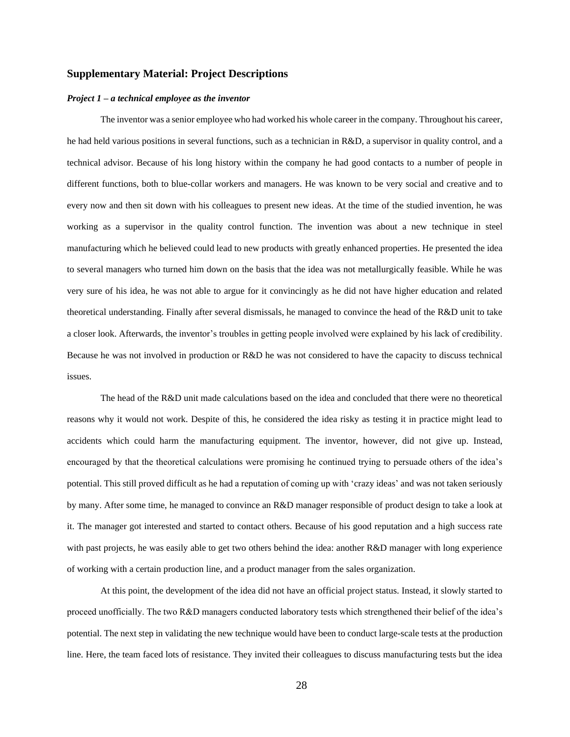## Supplementary Material: Project Descriptions

### *Project 1 – a technical employee as the inventor*

The inventor was a senior employee who had worked his whole career in the company. Throughout his career, he had held various positions in several functions, such as a technician in R&D, a supervisor in quality control, and a technical advisor. Because of his long history within the company he had good contacts to a number of people in different functions, both to blue-collar workers and managers. He was known to be very social and creative and to every now and then sit down with his colleagues to present new ideas. At the time of the studied invention, he was working as a supervisor in the quality control function. The invention was about a new technique in steel manufacturing which he believed could lead to new products with greatly enhanced properties. He presented the idea to several managers who turned him down on the basis that the idea was not metallurgically feasible. While he was very sure of his idea, he was not able to argue for it convincingly as he did not have higher education and related theoretical understanding. Finally after several dismissals, he managed to convince the head of the R&D unit to take a closer look. Afterwards, the inventor's troubles in getting people involved were explained by his lack of credibility. Because he was not involved in production or R&D he was not considered to have the capacity to discuss technical issues.

The head of the R&D unit made calculations based on the idea and concluded that there were no theoretical reasons why it would not work. Despite of this, he considered the idea risky as testing it in practice might lead to accidents which could harm the manufacturing equipment. The inventor, however, did not give up. Instead, encouraged by that the theoretical calculations were promising he continued trying to persuade others of the idea's potential. This still proved difficult as he had a reputation of coming up with 'crazy ideas' and was not taken seriously by many. After some time, he managed to convince an R&D manager responsible of product design to take a look at it. The manager got interested and started to contact others. Because of his good reputation and a high success rate with past projects, he was easily able to get two others behind the idea: another R&D manager with long experience of working with a certain production line, and a product manager from the sales organization.

At this point, the development of the idea did not have an official project status. Instead, it slowly started to proceed unofficially. The two R&D managers conducted laboratory tests which strengthened their belief of the idea's potential. The next step in validating the new technique would have been to conduct large-scale tests at the production line. Here, the team faced lots of resistance. They invited their colleagues to discuss manufacturing tests but the idea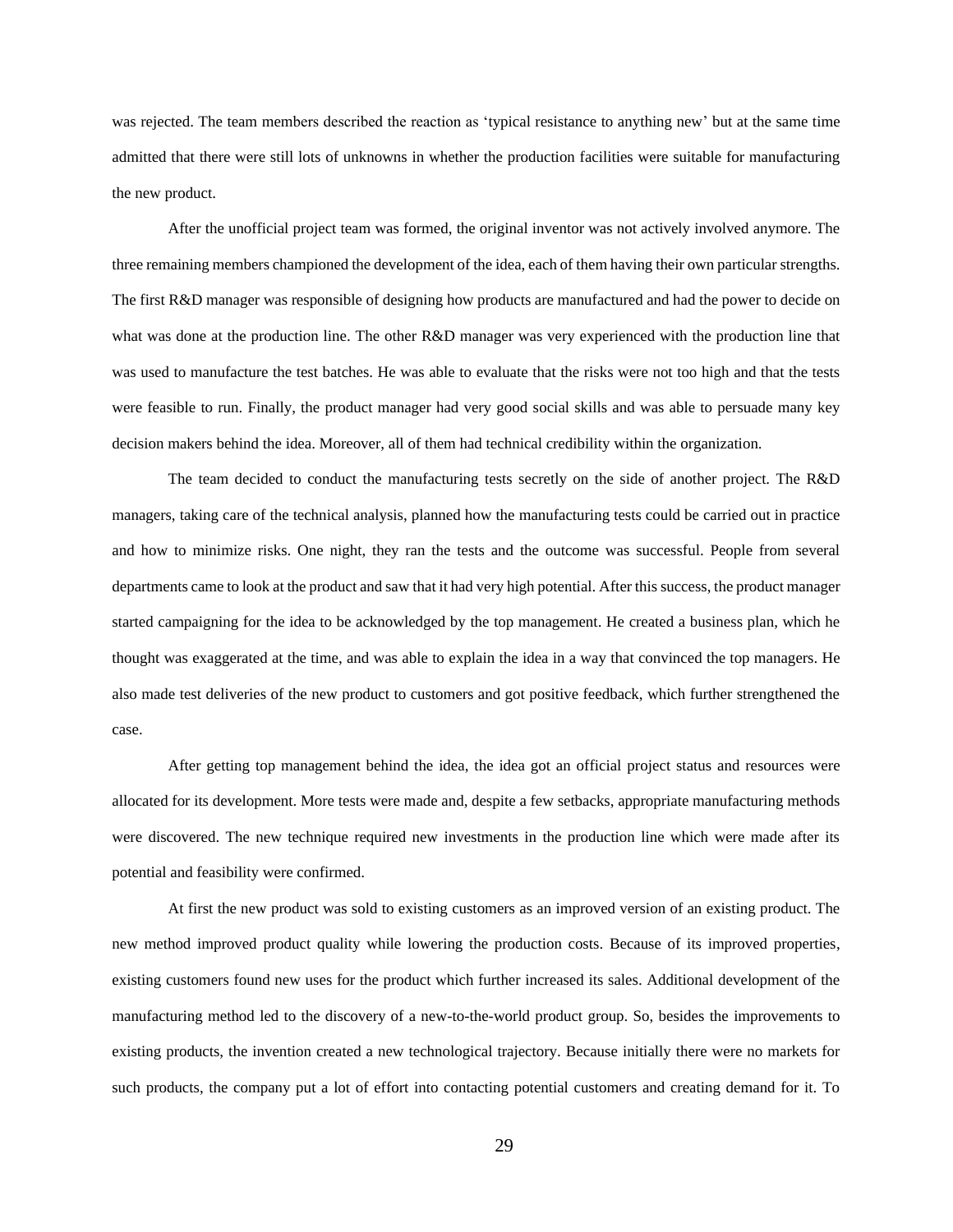was rejected. The team members described the reaction as 'typical resistance to anything new' but at the same time admitted that there were still lots of unknowns in whether the production facilities were suitable for manufacturing the new product.

After the unofficial project team was formed, the original inventor was not actively involved anymore. The three remaining members championed the development of the idea, each of them having their own particular strengths. The first R&D manager was responsible of designing how products are manufactured and had the power to decide on what was done at the production line. The other R&D manager was very experienced with the production line that was used to manufacture the test batches. He was able to evaluate that the risks were not too high and that the tests were feasible to run. Finally, the product manager had very good social skills and was able to persuade many key decision makers behind the idea. Moreover, all of them had technical credibility within the organization.

The team decided to conduct the manufacturing tests secretly on the side of another project. The R&D managers, taking care of the technical analysis, planned how the manufacturing tests could be carried out in practice and how to minimize risks. One night, they ran the tests and the outcome was successful. People from several departments came to look at the product and saw that it had very high potential. After this success, the product manager started campaigning for the idea to be acknowledged by the top management. He created a business plan, which he thought was exaggerated at the time, and was able to explain the idea in a way that convinced the top managers. He also made test deliveries of the new product to customers and got positive feedback, which further strengthened the case.

After getting top management behind the idea, the idea got an official project status and resources were allocated for its development. More tests were made and, despite a few setbacks, appropriate manufacturing methods were discovered. The new technique required new investments in the production line which were made after its potential and feasibility were confirmed.

At first the new product was sold to existing customers as an improved version of an existing product. The new method improved product quality while lowering the production costs. Because of its improved properties, existing customers found new uses for the product which further increased its sales. Additional development of the manufacturing method led to the discovery of a new-to-the-world product group. So, besides the improvements to existing products, the invention created a new technological trajectory. Because initially there were no markets for such products, the company put a lot of effort into contacting potential customers and creating demand for it. To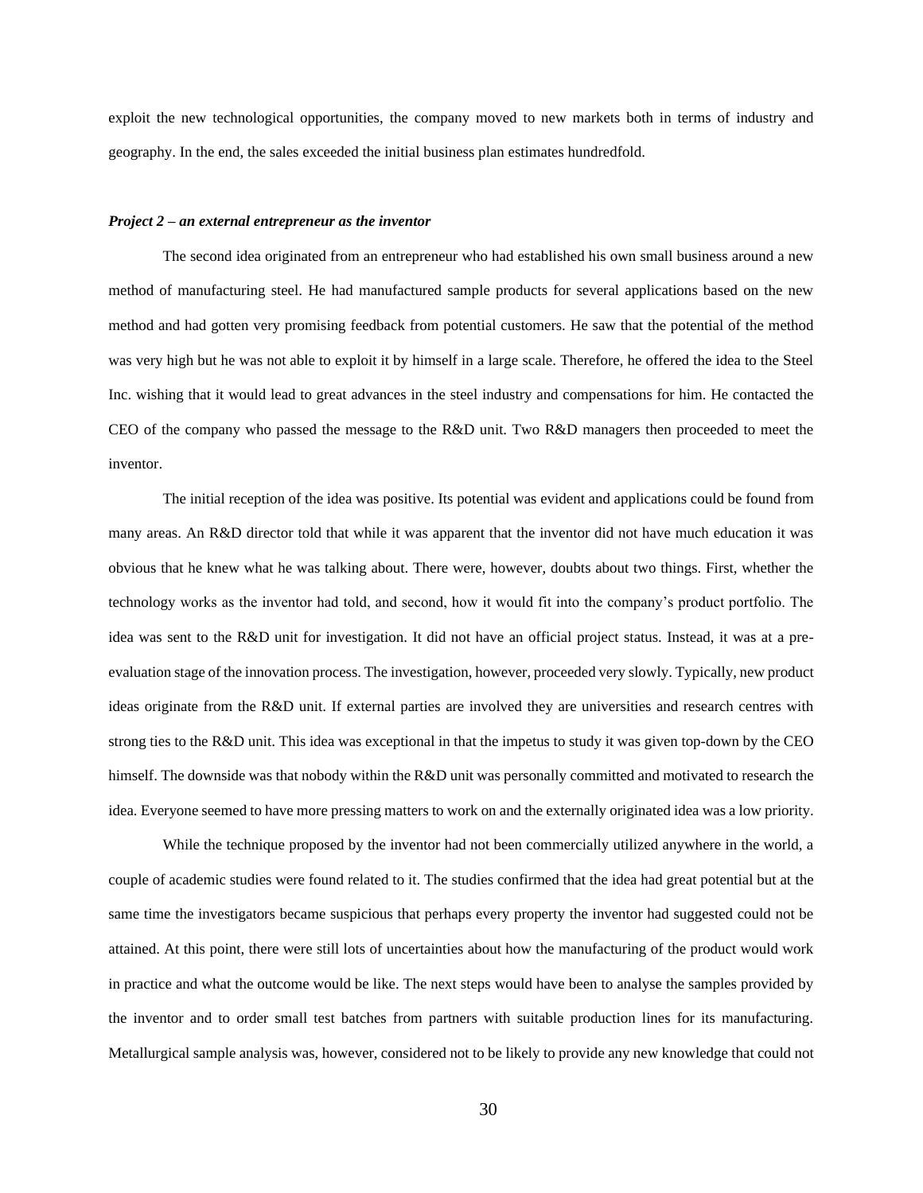exploit the new technological opportunities, the company moved to new markets both in terms of industry and geography. In the end, the sales exceeded the initial business plan estimates hundredfold.

***Project 2 – an external entrepreneur as the inventor***

The second idea originated from an entrepreneur who had established his own small business around a new method of manufacturing steel. He had manufactured sample products for several applications based on the new method and had gotten very promising feedback from potential customers. He saw that the potential of the method was very high but he was not able to exploit it by himself in a large scale. Therefore, he offered the idea to the Steel Inc. wishing that it would lead to great advances in the steel industry and compensations for him. He contacted the CEO of the company who passed the message to the R&D unit. Two R&D managers then proceeded to meet the inventor.

The initial reception of the idea was positive. Its potential was evident and applications could be found from many areas. An R&D director told that while it was apparent that the inventor did not have much education it was obvious that he knew what he was talking about. There were, however, doubts about two things. First, whether the technology works as the inventor had told, and second, how it would fit into the company's product portfolio. The idea was sent to the R&D unit for investigation. It did not have an official project status. Instead, it was at a pre-evaluation stage of the innovation process. The investigation, however, proceeded very slowly. Typically, new product ideas originate from the R&D unit. If external parties are involved they are universities and research centres with strong ties to the R&D unit. This idea was exceptional in that the impetus to study it was given top-down by the CEO himself. The downside was that nobody within the R&D unit was personally committed and motivated to research the idea. Everyone seemed to have more pressing matters to work on and the externally originated idea was a low priority.

While the technique proposed by the inventor had not been commercially utilized anywhere in the world, a couple of academic studies were found related to it. The studies confirmed that the idea had great potential but at the same time the investigators became suspicious that perhaps every property the inventor had suggested could not be attained. At this point, there were still lots of uncertainties about how the manufacturing of the product would work in practice and what the outcome would be like. The next steps would have been to analyse the samples provided by the inventor and to order small test batches from partners with suitable production lines for its manufacturing. Metallurgical sample analysis was, however, considered not to be likely to provide any new knowledge that could not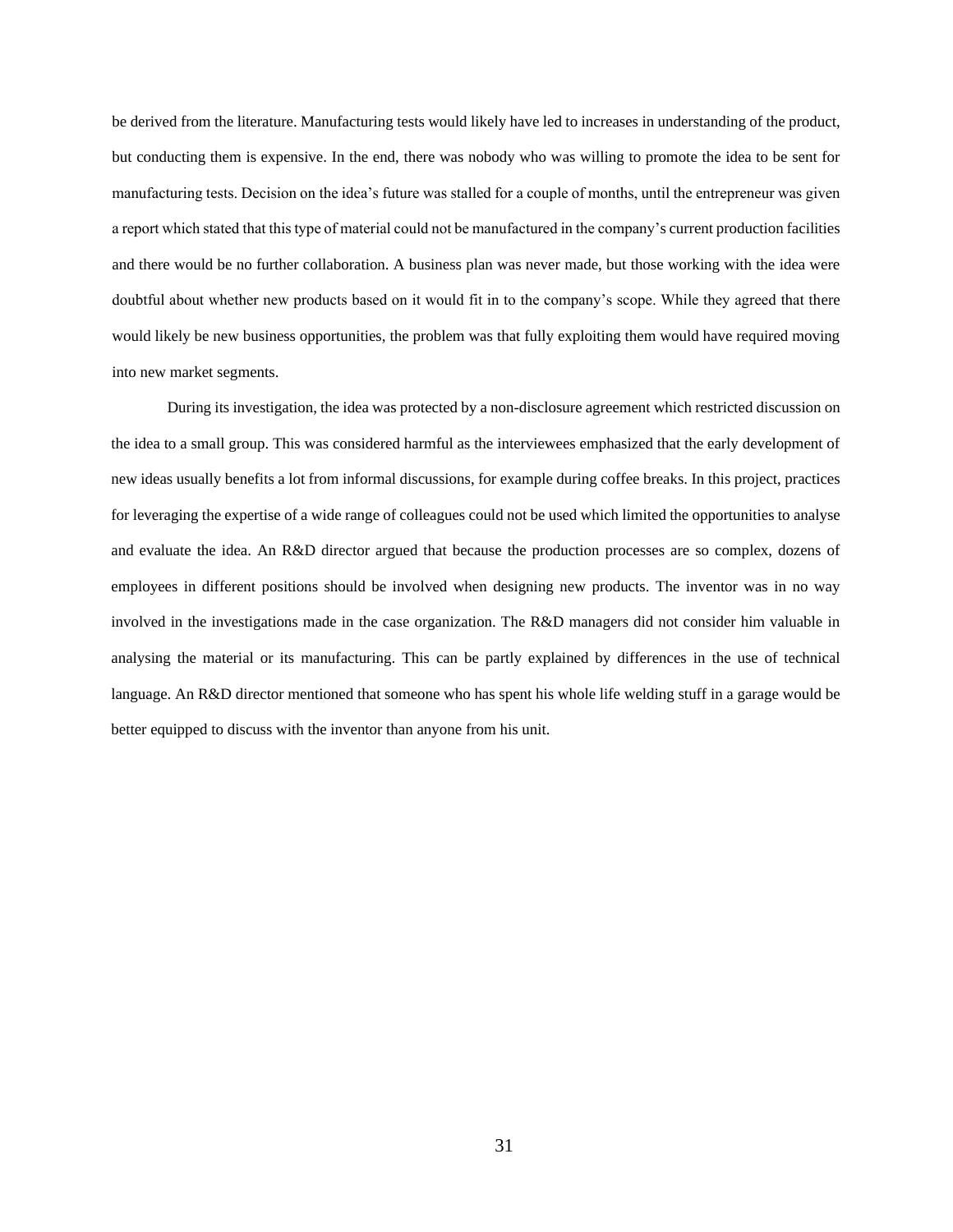be derived from the literature. Manufacturing tests would likely have led to increases in understanding of the product, but conducting them is expensive. In the end, there was nobody who was willing to promote the idea to be sent for manufacturing tests. Decision on the idea's future was stalled for a couple of months, until the entrepreneur was given a report which stated that this type of material could not be manufactured in the company's current production facilities and there would be no further collaboration. A business plan was never made, but those working with the idea were doubtful about whether new products based on it would fit in to the company's scope. While they agreed that there would likely be new business opportunities, the problem was that fully exploiting them would have required moving into new market segments.

During its investigation, the idea was protected by a non-disclosure agreement which restricted discussion on the idea to a small group. This was considered harmful as the interviewees emphasized that the early development of new ideas usually benefits a lot from informal discussions, for example during coffee breaks. In this project, practices for leveraging the expertise of a wide range of colleagues could not be used which limited the opportunities to analyse and evaluate the idea. An R&D director argued that because the production processes are so complex, dozens of employees in different positions should be involved when designing new products. The inventor was in no way involved in the investigations made in the case organization. The R&D managers did not consider him valuable in analysing the material or its manufacturing. This can be partly explained by differences in the use of technical language. An R&D director mentioned that someone who has spent his whole life welding stuff in a garage would be better equipped to discuss with the inventor than anyone from his unit.